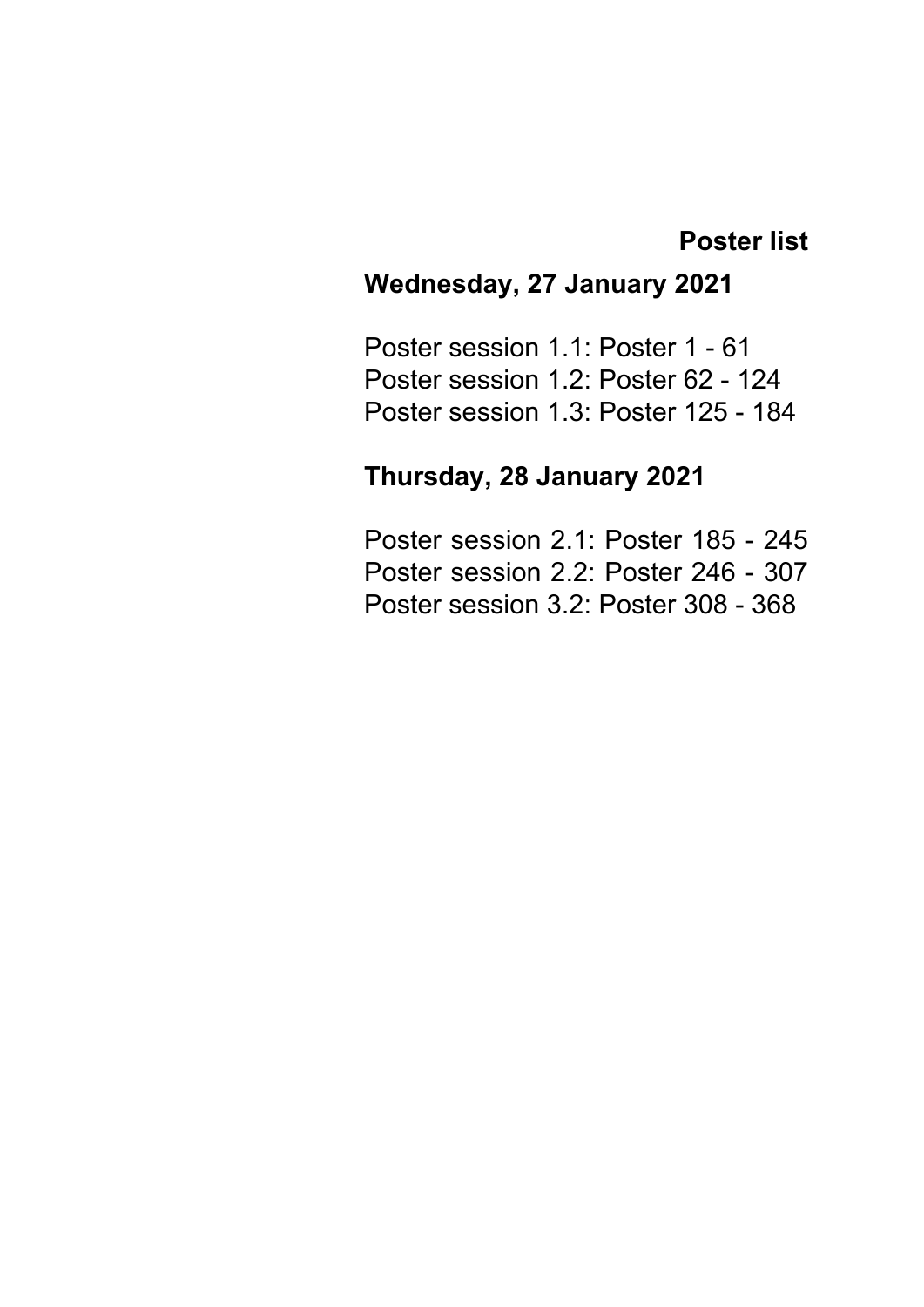# Poster list

## Wednesday, 27 January 2021

Poster session 1.1: Poster 1 - 61
Poster session 1.2: Poster 62 - 124
Poster session 1.3: Poster 125 - 184

## Thursday, 28 January 2021

Poster session 2.1: Poster 185 - 245
Poster session 2.2: Poster 246 - 307
Poster session 3.2: Poster 308 - 368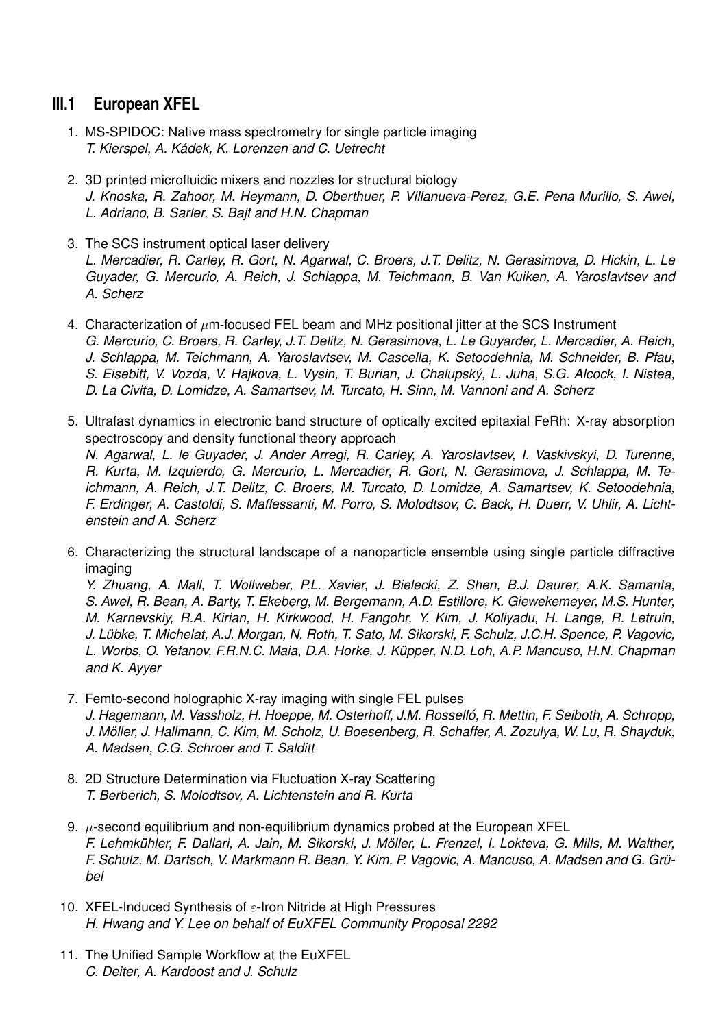## III.1 European XFEL

1. MS-SPIDOC: Native mass spectrometry for single particle imaging
   *T. Kierspel, A. Kádek, K. Lorenzen and C. Uetrecht*

2. 3D printed microfluidic mixers and nozzles for structural biology
   *J. Knoska, R. Zahoor, M. Heymann, D. Oberthuer, P. Villanueva-Perez, G.E. Pena Murillo, S. Awel, L. Adriano, B. Sarler, S. Bajt and H.N. Chapman*

3. The SCS instrument optical laser delivery
   *L. Mercadier, R. Carley, R. Gort, N. Agarwal, C. Broers, J.T. Delitz, N. Gerasimova, D. Hickin, L. Le Guyader, G. Mercurio, A. Reich, J. Schlappa, M. Teichmann, B. Van Kuiken, A. Yaroslavtsev and A. Scherz*

4. Characterization of $\mu$m-focused FEL beam and MHz positional jitter at the SCS Instrument
   *G. Mercurio, C. Broers, R. Carley, J.T. Delitz, N. Gerasimova, L. Le Guyarder, L. Mercadier, A. Reich, J. Schlappa, M. Teichmann, A. Yaroslavtsev, M. Cascella, K. Setoodehnia, M. Schneider, B. Pfau, S. Eisebitt, V. Vozda, V. Hajkova, L. Vysin, T. Burian, J. Chalupský, L. Juha, S.G. Alcock, I. Nistea, D. La Civita, D. Lomidze, A. Samartsev, M. Turcato, H. Sinn, M. Vannoni and A. Scherz*

5. Ultrafast dynamics in electronic band structure of optically excited epitaxial FeRh: X-ray absorption spectroscopy and density functional theory approach
   *N. Agarwal, L. le Guyader, J. Ander Arregi, R. Carley, A. Yaroslavtsev, I. Vaskivskyi, D. Turenne, R. Kurta, M. Izquierdo, G. Mercurio, L. Mercadier, R. Gort, N. Gerasimova, J. Schlappa, M. Teichmann, A. Reich, J.T. Delitz, C. Broers, M. Turcato, D. Lomidze, A. Samartsev, K. Setoodehnia, F. Erdinger, A. Castoldi, S. Maffessanti, M. Porro, S. Molodtsov, C. Back, H. Duerr, V. Uhlir, A. Lichtenstein and A. Scherz*

6. Characterizing the structural landscape of a nanoparticle ensemble using single particle diffractive imaging
   *Y. Zhuang, A. Mall, T. Wollweber, P.L. Xavier, J. Bielecki, Z. Shen, B.J. Daurer, A.K. Samanta, S. Awel, R. Bean, A. Barty, T. Ekeberg, M. Bergemann, A.D. Estillore, K. Giewekemeyer, M.S. Hunter, M. Karnevskiy, R.A. Kirian, H. Kirkwood, H. Fangohr, Y. Kim, J. Koliyadu, H. Lange, R. Letruin, J. Lübke, T. Michelat, A.J. Morgan, N. Roth, T. Sato, M. Sikorski, F. Schulz, J.C.H. Spence, P. Vagovic, L. Worbs, O. Yefanov, F.R.N.C. Maia, D.A. Horke, J. Küpper, N.D. Loh, A.P. Mancuso, H.N. Chapman and K. Ayyer*

7. Femto-second holographic X-ray imaging with single FEL pulses
   *J. Hagemann, M. Vassholz, H. Hoeppe, M. Osterhoff, J.M. Rosselló, R. Mettin, F. Seiboth, A. Schropp, J. Möller, J. Hallmann, C. Kim, M. Scholz, U. Boesenberg, R. Schaffer, A. Zozulya, W. Lu, R. Shayduk, A. Madsen, C.G. Schroer and T. Salditt*

8. 2D Structure Determination via Fluctuation X-ray Scattering
   *T. Berberich, S. Molodtsov, A. Lichtenstein and R. Kurta*

9. $\mu$-second equilibrium and non-equilibrium dynamics probed at the European XFEL
   *F. Lehmkühler, F. Dallari, A. Jain, M. Sikorski, J. Möller, L. Frenzel, I. Lokteva, G. Mills, M. Walther, F. Schulz, M. Dartsch, V. Markmann R. Bean, Y. Kim, P. Vagovic, A. Mancuso, A. Madsen and G. Grübel*

10. XFEL-Induced Synthesis of $\varepsilon$-Iron Nitride at High Pressures
    *H. Hwang and Y. Lee on behalf of EuXFEL Community Proposal 2292*

11. The Unified Sample Workflow at the EuXFEL
    *C. Deiter, A. Kardoost and J. Schulz*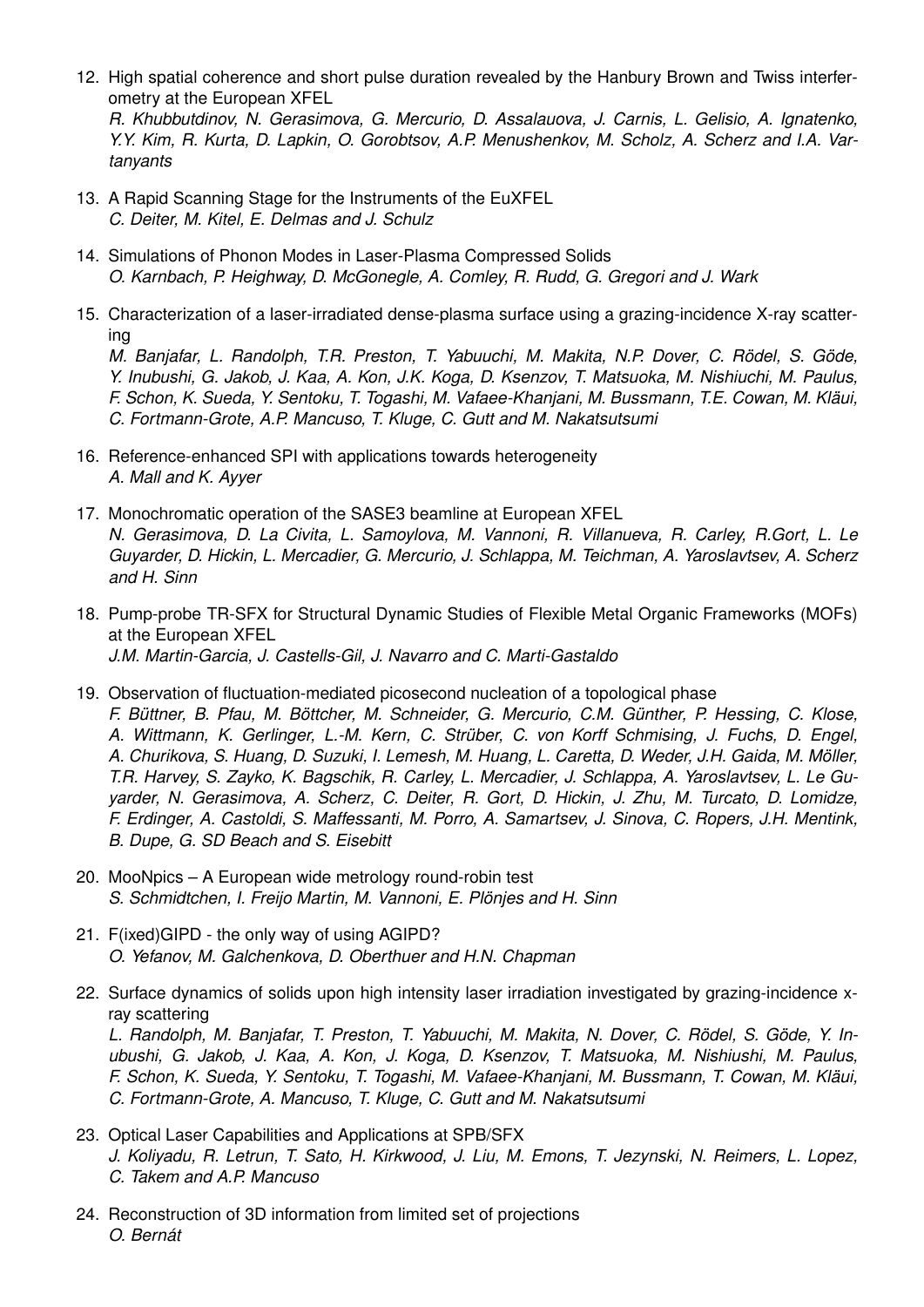12. High spatial coherence and short pulse duration revealed by the Hanbury Brown and Twiss interferometry at the European XFEL
    *R. Khubbutdinov, N. Gerasimova, G. Mercurio, D. Assalauova, J. Carnis, L. Gelisio, A. Ignatenko, Y.Y. Kim, R. Kurta, D. Lapkin, O. Gorobtsov, A.P. Menushenkov, M. Scholz, A. Scherz and I.A. Vartanyants*

13. A Rapid Scanning Stage for the Instruments of the EuXFEL
    *C. Deiter, M. Kitel, E. Delmas and J. Schulz*

14. Simulations of Phonon Modes in Laser-Plasma Compressed Solids
    *O. Karnbach, P. Heighway, D. McGonegle, A. Comley, R. Rudd, G. Gregori and J. Wark*

15. Characterization of a laser-irradiated dense-plasma surface using a grazing-incidence X-ray scattering
    *M. Banjafar, L. Randolph, T.R. Preston, T. Yabuuchi, M. Makita, N.P. Dover, C. Rödel, S. Göde, Y. Inubushi, G. Jakob, J. Kaa, A. Kon, J.K. Koga, D. Ksenzov, T. Matsuoka, M. Nishiuchi, M. Paulus, F. Schon, K. Sueda, Y. Sentoku, T. Togashi, M. Vafaee-Khanjani, M. Bussmann, T.E. Cowan, M. Kläui, C. Fortmann-Grote, A.P. Mancuso, T. Kluge, C. Gutt and M. Nakatsutsumi*

16. Reference-enhanced SPI with applications towards heterogeneity
    *A. Mall and K. Ayyer*

17. Monochromatic operation of the SASE3 beamline at European XFEL
    *N. Gerasimova, D. La Civita, L. Samoylova, M. Vannoni, R. Villanueva, R. Carley, R.Gort, L. Le Guyarder, D. Hickin, L. Mercadier, G. Mercurio, J. Schlappa, M. Teichman, A. Yaroslavtsev, A. Scherz and H. Sinn*

18. Pump-probe TR-SFX for Structural Dynamic Studies of Flexible Metal Organic Frameworks (MOFs) at the European XFEL
    *J.M. Martin-Garcia, J. Castells-Gil, J. Navarro and C. Marti-Gastaldo*

19. Observation of fluctuation-mediated picosecond nucleation of a topological phase
    *F. Büttner, B. Pfau, M. Böttcher, M. Schneider, G. Mercurio, C.M. Günther, P. Hessing, C. Klose, A. Wittmann, K. Gerlinger, L.-M. Kern, C. Strüber, C. von Korff Schmising, J. Fuchs, D. Engel, A. Churikova, S. Huang, D. Suzuki, I. Lemesh, M. Huang, L. Caretta, D. Weder, J.H. Gaida, M. Möller, T.R. Harvey, S. Zayko, K. Bagschik, R. Carley, L. Mercadier, J. Schlappa, A. Yaroslavtsev, L. Le Guyarder, N. Gerasimova, A. Scherz, C. Deiter, R. Gort, D. Hickin, J. Zhu, M. Turcato, D. Lomidze, F. Erdinger, A. Castoldi, S. Maffessanti, M. Porro, A. Samartsev, J. Sinova, C. Ropers, J.H. Mentink, B. Dupe, G. SD Beach and S. Eisebitt*

20. MooNpics – A European wide metrology round-robin test
    *S. Schmidtchen, I. Freijo Martin, M. Vannoni, E. Plönjes and H. Sinn*

21. F(ixed)GIPD - the only way of using AGIPD?
    *O. Yefanov, M. Galchenkova, D. Oberthuer and H.N. Chapman*

22. Surface dynamics of solids upon high intensity laser irradiation investigated by grazing-incidence x-ray scattering
    *L. Randolph, M. Banjafar, T. Preston, T. Yabuuchi, M. Makita, N. Dover, C. Rödel, S. Göde, Y. Inubushi, G. Jakob, J. Kaa, A. Kon, J. Koga, D. Ksenzov, T. Matsuoka, M. Nishiushi, M. Paulus, F. Schon, K. Sueda, Y. Sentoku, T. Togashi, M. Vafaee-Khanjani, M. Bussmann, T. Cowan, M. Kläui, C. Fortmann-Grote, A. Mancuso, T. Kluge, C. Gutt and M. Nakatsutsumi*

23. Optical Laser Capabilities and Applications at SPB/SFX
    *J. Koliyadu, R. Letrun, T. Sato, H. Kirkwood, J. Liu, M. Emons, T. Jezynski, N. Reimers, L. Lopez, C. Takem and A.P. Mancuso*

24. Reconstruction of 3D information from limited set of projections
    *O. Bernát*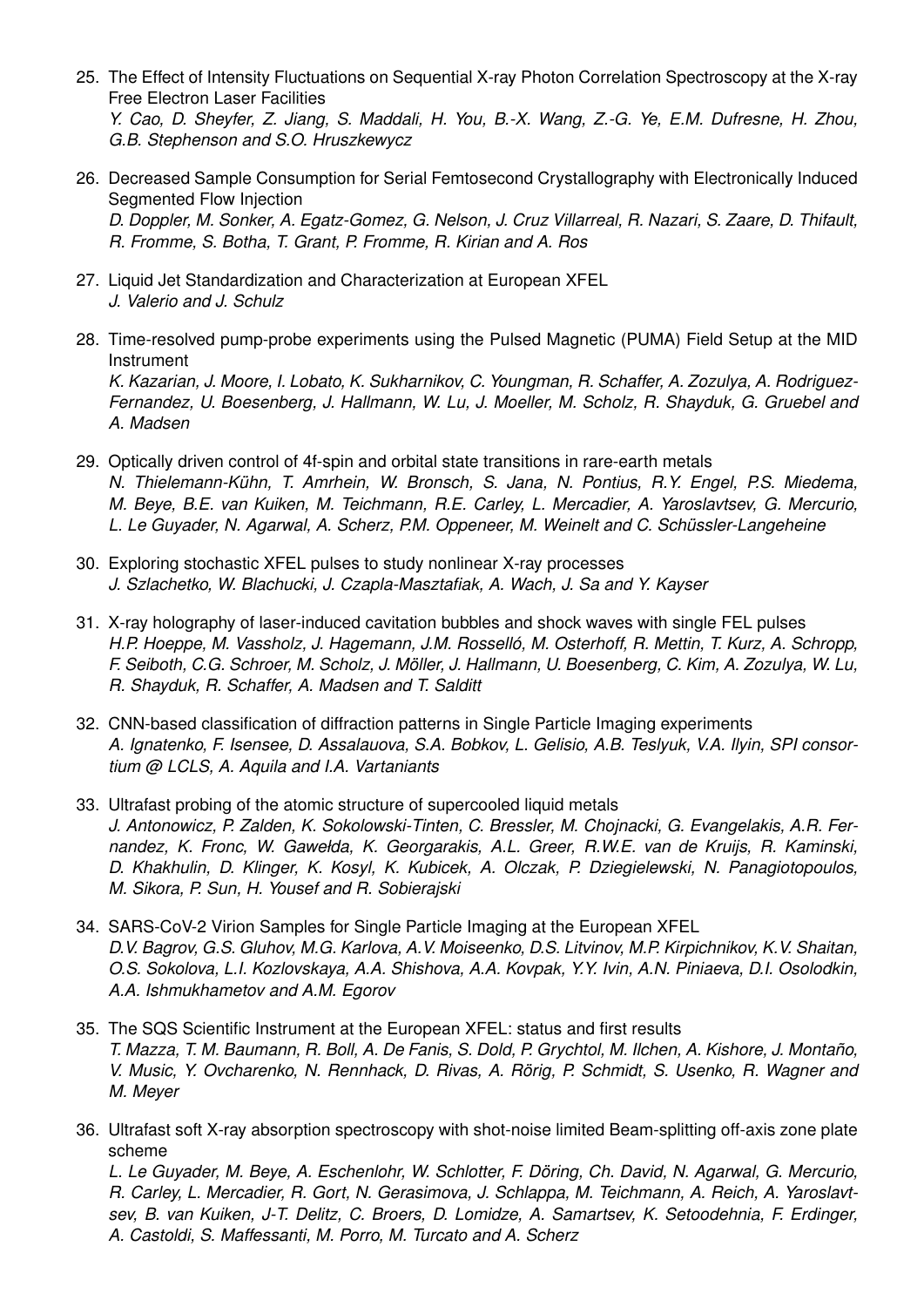25. The Effect of Intensity Fluctuations on Sequential X-ray Photon Correlation Spectroscopy at the X-ray Free Electron Laser Facilities
*Y. Cao, D. Sheyfer, Z. Jiang, S. Maddali, H. You, B.-X. Wang, Z.-G. Ye, E.M. Dufresne, H. Zhou, G.B. Stephenson and S.O. Hruszkewycz*

26. Decreased Sample Consumption for Serial Femtosecond Crystallography with Electronically Induced Segmented Flow Injection
*D. Doppler, M. Sonker, A. Egatz-Gomez, G. Nelson, J. Cruz Villarreal, R. Nazari, S. Zaare, D. Thifault, R. Fromme, S. Botha, T. Grant, P. Fromme, R. Kirian and A. Ros*

27. Liquid Jet Standardization and Characterization at European XFEL
*J. Valerio and J. Schulz*

28. Time-resolved pump-probe experiments using the Pulsed Magnetic (PUMA) Field Setup at the MID Instrument
*K. Kazarian, J. Moore, I. Lobato, K. Sukharnikov, C. Youngman, R. Schaffer, A. Zozulya, A. Rodriguez-Fernandez, U. Boesenberg, J. Hallmann, W. Lu, J. Moeller, M. Scholz, R. Shayduk, G. Gruebel and A. Madsen*

29. Optically driven control of 4f-spin and orbital state transitions in rare-earth metals
*N. Thielemann-Kühn, T. Amrhein, W. Bronsch, S. Jana, N. Pontius, R.Y. Engel, P.S. Miedema, M. Beye, B.E. van Kuiken, M. Teichmann, R.E. Carley, L. Mercadier, A. Yaroslavtsev, G. Mercurio, L. Le Guyader, N. Agarwal, A. Scherz, P.M. Oppeneer, M. Weinelt and C. Schüssler-Langeheine*

30. Exploring stochastic XFEL pulses to study nonlinear X-ray processes
*J. Szlachetko, W. Blachucki, J. Czapla-Masztafiak, A. Wach, J. Sa and Y. Kayser*

31. X-ray holography of laser-induced cavitation bubbles and shock waves with single FEL pulses
*H.P. Hoeppe, M. Vassholz, J. Hagemann, J.M. Rosselló, M. Osterhoff, R. Mettin, T. Kurz, A. Schropp, F. Seiboth, C.G. Schroer, M. Scholz, J. Möller, J. Hallmann, U. Boesenberg, C. Kim, A. Zozulya, W. Lu, R. Shayduk, R. Schaffer, A. Madsen and T. Salditt*

32. CNN-based classification of diffraction patterns in Single Particle Imaging experiments
*A. Ignatenko, F. Isensee, D. Assalauova, S.A. Bobkov, L. Gelisio, A.B. Teslyuk, V.A. Ilyin, SPI consortium @ LCLS, A. Aquila and I.A. Vartaniants*

33. Ultrafast probing of the atomic structure of supercooled liquid metals
*J. Antonowicz, P. Zalden, K. Sokolowski-Tinten, C. Bressler, M. Chojnacki, G. Evangelakis, A.R. Fernandez, K. Fronc, W. Gawełda, K. Georgarakis, A.L. Greer, R.W.E. van de Kruijs, R. Kaminski, D. Khakhulin, D. Klinger, K. Kosyl, K. Kubicek, A. Olczak, P. Dziegielewski, N. Panagiotopoulos, M. Sikora, P. Sun, H. Yousef and R. Sobierajski*

34. SARS-CoV-2 Virion Samples for Single Particle Imaging at the European XFEL
*D.V. Bagrov, G.S. Gluhov, M.G. Karlova, A.V. Moiseenko, D.S. Litvinov, M.P. Kirpichnikov, K.V. Shaitan, O.S. Sokolova, L.I. Kozlovskaya, A.A. Shishova, A.A. Kovpak, Y.Y. Ivin, A.N. Piniaeva, D.I. Osolodkin, A.A. Ishmukhametov and A.M. Egorov*

35. The SQS Scientific Instrument at the European XFEL: status and first results
*T. Mazza, T. M. Baumann, R. Boll, A. De Fanis, S. Dold, P. Grychtol, M. Ilchen, A. Kishore, J. Montaño, V. Music, Y. Ovcharenko, N. Rennhack, D. Rivas, A. Rörig, P. Schmidt, S. Usenko, R. Wagner and M. Meyer*

36. Ultrafast soft X-ray absorption spectroscopy with shot-noise limited Beam-splitting off-axis zone plate scheme
*L. Le Guyader, M. Beye, A. Eschenlohr, W. Schlotter, F. Döring, Ch. David, N. Agarwal, G. Mercurio, R. Carley, L. Mercadier, R. Gort, N. Gerasimova, J. Schlappa, M. Teichmann, A. Reich, A. Yaroslavtsev, B. van Kuiken, J-T. Delitz, C. Broers, D. Lomidze, A. Samartsev, K. Setoodehnia, F. Erdinger, A. Castoldi, S. Maffessanti, M. Porro, M. Turcato and A. Scherz*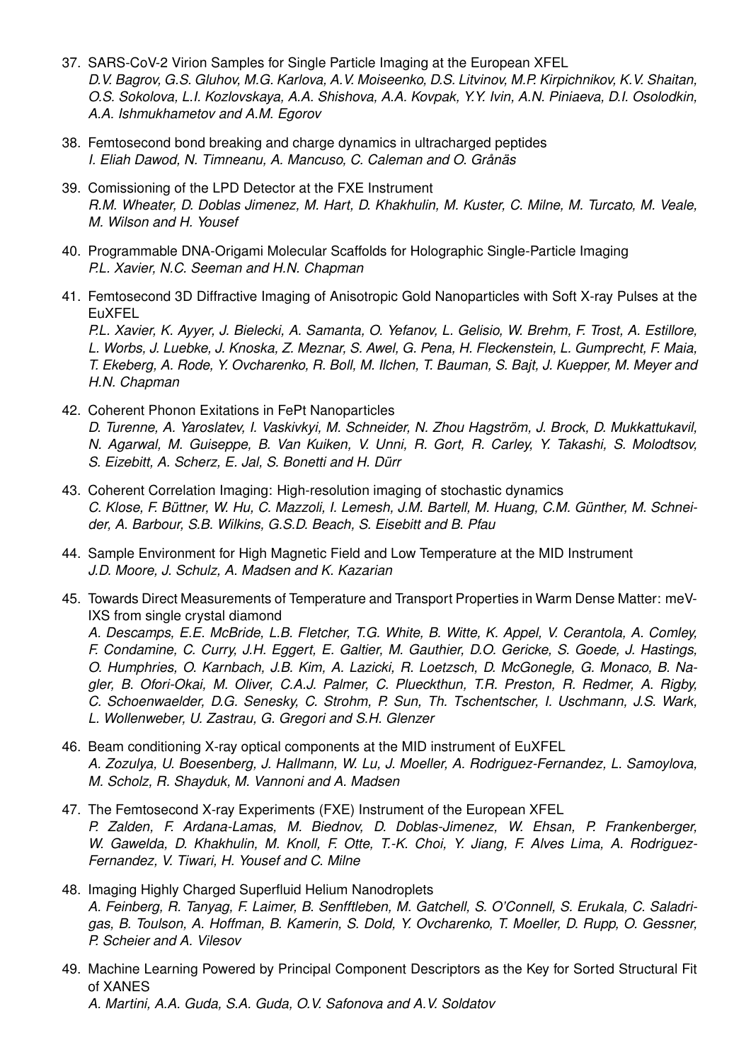37. SARS-CoV-2 Virion Samples for Single Particle Imaging at the European XFEL
*D.V. Bagrov, G.S. Gluhov, M.G. Karlova, A.V. Moiseenko, D.S. Litvinov, M.P. Kirpichnikov, K.V. Shaitan, O.S. Sokolova, L.I. Kozlovskaya, A.A. Shishova, A.A. Kovpak, Y.Y. Ivin, A.N. Piniaeva, D.I. Osolodkin, A.A. Ishmukhametov and A.M. Egorov*

38. Femtosecond bond breaking and charge dynamics in ultracharged peptides
*I. Eliah Dawod, N. Timneanu, A. Mancuso, C. Caleman and O. Grånäs*

39. Comissioning of the LPD Detector at the FXE Instrument
*R.M. Wheater, D. Doblas Jimenez, M. Hart, D. Khakhulin, M. Kuster, C. Milne, M. Turcato, M. Veale, M. Wilson and H. Yousef*

40. Programmable DNA-Origami Molecular Scaffolds for Holographic Single-Particle Imaging
*P.L. Xavier, N.C. Seeman and H.N. Chapman*

41. Femtosecond 3D Diffractive Imaging of Anisotropic Gold Nanoparticles with Soft X-ray Pulses at the EuXFEL
*P.L. Xavier, K. Ayyer, J. Bielecki, A. Samanta, O. Yefanov, L. Gelisio, W. Brehm, F. Trost, A. Estillore, L. Worbs, J. Luebke, J. Knoska, Z. Meznar, S. Awel, G. Pena, H. Fleckenstein, L. Gumprecht, F. Maia, T. Ekeberg, A. Rode, Y. Ovcharenko, R. Boll, M. Ilchen, T. Bauman, S. Bajt, J. Kuepper, M. Meyer and H.N. Chapman*

42. Coherent Phonon Exitations in FePt Nanoparticles
*D. Turenne, A. Yaroslatev, I. Vaskivkyi, M. Schneider, N. Zhou Hagström, J. Brock, D. Mukkattukavil, N. Agarwal, M. Guiseppe, B. Van Kuiken, V. Unni, R. Gort, R. Carley, Y. Takashi, S. Molodtsov, S. Eizebitt, A. Scherz, E. Jal, S. Bonetti and H. Dürr*

43. Coherent Correlation Imaging: High-resolution imaging of stochastic dynamics
*C. Klose, F. Büttner, W. Hu, C. Mazzoli, I. Lemesh, J.M. Bartell, M. Huang, C.M. Günther, M. Schneider, A. Barbour, S.B. Wilkins, G.S.D. Beach, S. Eisebitt and B. Pfau*

44. Sample Environment for High Magnetic Field and Low Temperature at the MID Instrument
*J.D. Moore, J. Schulz, A. Madsen and K. Kazarian*

45. Towards Direct Measurements of Temperature and Transport Properties in Warm Dense Matter: meV-IXS from single crystal diamond
*A. Descamps, E.E. McBride, L.B. Fletcher, T.G. White, B. Witte, K. Appel, V. Cerantola, A. Comley, F. Condamine, C. Curry, J.H. Eggert, E. Galtier, M. Gauthier, D.O. Gericke, S. Goede, J. Hastings, O. Humphries, O. Karnbach, J.B. Kim, A. Lazicki, R. Loetzsch, D. McGonegle, G. Monaco, B. Nagler, B. Ofori-Okai, M. Oliver, C.A.J. Palmer, C. Plueckthun, T.R. Preston, R. Redmer, A. Rigby, C. Schoenwaelder, D.G. Senesky, C. Strohm, P. Sun, Th. Tschentscher, I. Uschmann, J.S. Wark, L. Wollenweber, U. Zastrau, G. Gregori and S.H. Glenzer*

46. Beam conditioning X-ray optical components at the MID instrument of EuXFEL
*A. Zozulya, U. Boesenberg, J. Hallmann, W. Lu, J. Moeller, A. Rodriguez-Fernandez, L. Samoylova, M. Scholz, R. Shayduk, M. Vannoni and A. Madsen*

47. The Femtosecond X-ray Experiments (FXE) Instrument of the European XFEL
*P. Zalden, F. Ardana-Lamas, M. Biednov, D. Doblas-Jimenez, W. Ehsan, P. Frankenberger, W. Gawelda, D. Khakhulin, M. Knoll, F. Otte, T.-K. Choi, Y. Jiang, F. Alves Lima, A. Rodriguez-Fernandez, V. Tiwari, H. Yousef and C. Milne*

48. Imaging Highly Charged Superfluid Helium Nanodroplets
*A. Feinberg, R. Tanyag, F. Laimer, B. Senfftleben, M. Gatchell, S. O'Connell, S. Erukala, C. Saladrigas, B. Toulson, A. Hoffman, B. Kamerin, S. Dold, Y. Ovcharenko, T. Moeller, D. Rupp, O. Gessner, P. Scheier and A. Vilesov*

49. Machine Learning Powered by Principal Component Descriptors as the Key for Sorted Structural Fit of XANES
*A. Martini, A.A. Guda, S.A. Guda, O.V. Safonova and A.V. Soldatov*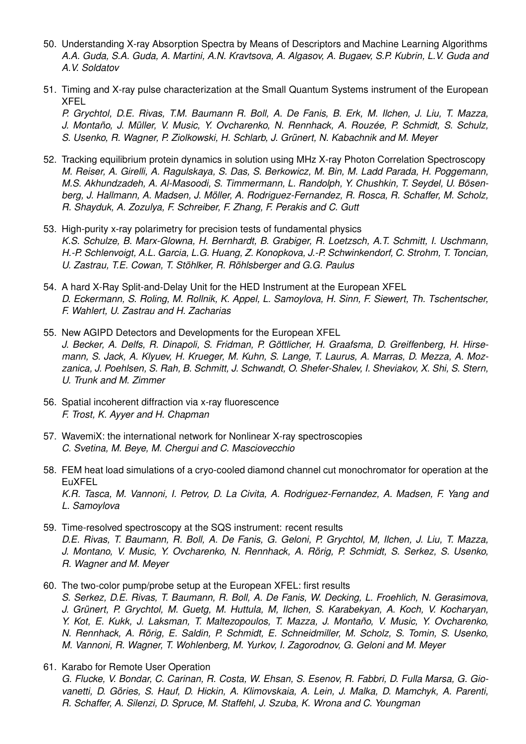50. Understanding X-ray Absorption Spectra by Means of Descriptors and Machine Learning Algorithms
*A.A. Guda, S.A. Guda, A. Martini, A.N. Kravtsova, A. Algasov, A. Bugaev, S.P. Kubrin, L.V. Guda and A.V. Soldatov*

51. Timing and X-ray pulse characterization at the Small Quantum Systems instrument of the European XFEL
*P. Grychtol, D.E. Rivas, T.M. Baumann R. Boll, A. De Fanis, B. Erk, M. Ilchen, J. Liu, T. Mazza, J. Montaño, J. Müller, V. Music, Y. Ovcharenko, N. Rennhack, A. Rouzée, P. Schmidt, S. Schulz, S. Usenko, R. Wagner, P. Ziolkowski, H. Schlarb, J. Grünert, N. Kabachnik and M. Meyer*

52. Tracking equilibrium protein dynamics in solution using MHz X-ray Photon Correlation Spectroscopy
*M. Reiser, A. Girelli, A. Ragulskaya, S. Das, S. Berkowicz, M. Bin, M. Ladd Parada, H. Poggemann, M.S. Akhundzadeh, A. Al-Masoodi, S. Timmermann, L. Randolph, Y. Chushkin, T. Seydel, U. Bösenberg, J. Hallmann, A. Madsen, J. Möller, A. Rodriguez-Fernandez, R. Rosca, R. Schaffer, M. Scholz, R. Shayduk, A. Zozulya, F. Schreiber, F. Zhang, F. Perakis and C. Gutt*

53. High-purity x-ray polarimetry for precision tests of fundamental physics
*K.S. Schulze, B. Marx-Glowna, H. Bernhardt, B. Grabiger, R. Loetzsch, A.T. Schmitt, I. Uschmann, H.-P. Schlenvoigt, A.L. Garcia, L.G. Huang, Z. Konopkova, J.-P. Schwinkendorf, C. Strohm, T. Toncian, U. Zastrau, T.E. Cowan, T. Stöhlker, R. Röhlsberger and G.G. Paulus*

54. A hard X-Ray Split-and-Delay Unit for the HED Instrument at the European XFEL
*D. Eckermann, S. Roling, M. Rollnik, K. Appel, L. Samoylova, H. Sinn, F. Siewert, Th. Tschentscher, F. Wahlert, U. Zastrau and H. Zacharias*

55. New AGIPD Detectors and Developments for the European XFEL
*J. Becker, A. Delfs, R. Dinapoli, S. Fridman, P. Göttlicher, H. Graafsma, D. Greiffenberg, H. Hirsemann, S. Jack, A. Klyuev, H. Krueger, M. Kuhn, S. Lange, T. Laurus, A. Marras, D. Mezza, A. Mozzanica, J. Poehlsen, S. Rah, B. Schmitt, J. Schwandt, O. Shefer-Shalev, I. Sheviakov, X. Shi, S. Stern, U. Trunk and M. Zimmer*

56. Spatial incoherent diffraction via x-ray fluorescence
*F. Trost, K. Ayyer and H. Chapman*

57. WavemiX: the international network for Nonlinear X-ray spectroscopies
*C. Svetina, M. Beye, M. Chergui and C. Masciovecchio*

58. FEM heat load simulations of a cryo-cooled diamond channel cut monochromator for operation at the EuXFEL
*K.R. Tasca, M. Vannoni, I. Petrov, D. La Civita, A. Rodriguez-Fernandez, A. Madsen, F. Yang and L. Samoylova*

59. Time-resolved spectroscopy at the SQS instrument: recent results
*D.E. Rivas, T. Baumann, R. Boll, A. De Fanis, G. Geloni, P. Grychtol, M, Ilchen, J. Liu, T. Mazza, J. Montano, V. Music, Y. Ovcharenko, N. Rennhack, A. Rörig, P. Schmidt, S. Serkez, S. Usenko, R. Wagner and M. Meyer*

60. The two-color pump/probe setup at the European XFEL: first results
*S. Serkez, D.E. Rivas, T. Baumann, R. Boll, A. De Fanis, W. Decking, L. Froehlich, N. Gerasimova, J. Grünert, P. Grychtol, M. Guetg, M. Huttula, M, Ilchen, S. Karabekyan, A. Koch, V. Kocharyan, Y. Kot, E. Kukk, J. Laksman, T. Maltezopoulos, T. Mazza, J. Montaño, V. Music, Y. Ovcharenko, N. Rennhack, A. Rörig, E. Saldin, P. Schmidt, E. Schneidmiller, M. Scholz, S. Tomin, S. Usenko, M. Vannoni, R. Wagner, T. Wohlenberg, M. Yurkov, I. Zagorodnov, G. Geloni and M. Meyer*

61. Karabo for Remote User Operation
*G. Flucke, V. Bondar, C. Carinan, R. Costa, W. Ehsan, S. Esenov, R. Fabbri, D. Fulla Marsa, G. Giovanetti, D. Göries, S. Hauf, D. Hickin, A. Klimovskaia, A. Lein, J. Malka, D. Mamchyk, A. Parenti, R. Schaffer, A. Silenzi, D. Spruce, M. Staffehl, J. Szuba, K. Wrona and C. Youngman*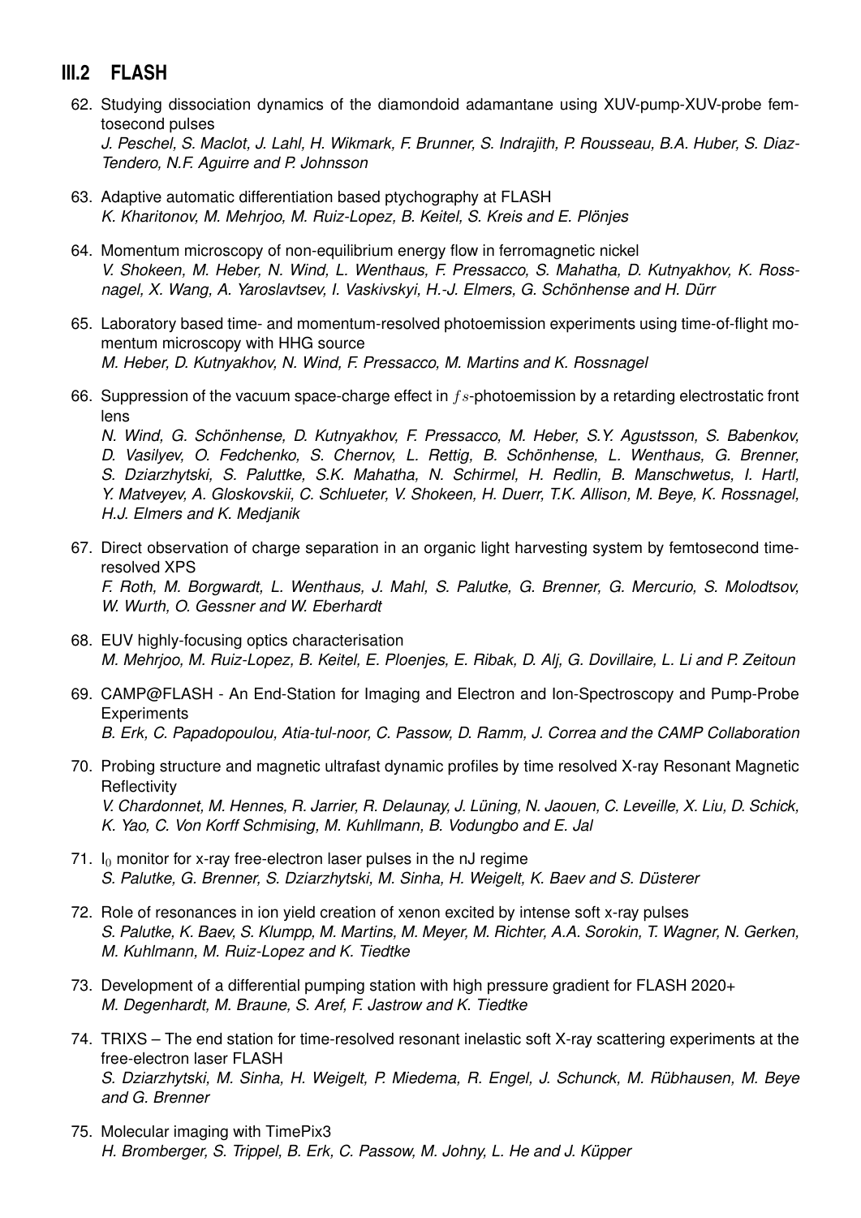## III.2 FLASH

62. Studying dissociation dynamics of the diamondoid adamantane using XUV-pump-XUV-probe femtosecond pulses
    *J. Peschel, S. Maclot, J. Lahl, H. Wikmark, F. Brunner, S. Indrajith, P. Rousseau, B.A. Huber, S. Diaz-Tendero, N.F. Aguirre and P. Johnsson*

63. Adaptive automatic differentiation based ptychography at FLASH
    *K. Kharitonov, M. Mehrjoo, M. Ruiz-Lopez, B. Keitel, S. Kreis and E. Plönjes*

64. Momentum microscopy of non-equilibrium energy flow in ferromagnetic nickel
    *V. Shokeen, M. Heber, N. Wind, L. Wenthaus, F. Pressacco, S. Mahatha, D. Kutnyakhov, K. Rossnagel, X. Wang, A. Yaroslavtsev, I. Vaskivskyi, H.-J. Elmers, G. Schönhense and H. Dürr*

65. Laboratory based time- and momentum-resolved photoemission experiments using time-of-flight momentum microscopy with HHG source
    *M. Heber, D. Kutnyakhov, N. Wind, F. Pressacco, M. Martins and K. Rossnagel*

66. Suppression of the vacuum space-charge effect in $fs$-photoemission by a retarding electrostatic front lens
    *N. Wind, G. Schönhense, D. Kutnyakhov, F. Pressacco, M. Heber, S.Y. Agustsson, S. Babenkov, D. Vasilyev, O. Fedchenko, S. Chernov, L. Rettig, B. Schönhense, L. Wenthaus, G. Brenner, S. Dziarzhytski, S. Paluttke, S.K. Mahatha, N. Schirmel, H. Redlin, B. Manschwetus, I. Hartl, Y. Matveyev, A. Gloskovskii, C. Schlueter, V. Shokeen, H. Duerr, T.K. Allison, M. Beye, K. Rossnagel, H.J. Elmers and K. Medjanik*

67. Direct observation of charge separation in an organic light harvesting system by femtosecond time-resolved XPS
    *F. Roth, M. Borgwardt, L. Wenthaus, J. Mahl, S. Palutke, G. Brenner, G. Mercurio, S. Molodtsov, W. Wurth, O. Gessner and W. Eberhardt*

68. EUV highly-focusing optics characterisation
    *M. Mehrjoo, M. Ruiz-Lopez, B. Keitel, E. Ploenjes, E. Ribak, D. Alj, G. Dovillaire, L. Li and P. Zeitoun*

69. CAMP@FLASH - An End-Station for Imaging and Electron and Ion-Spectroscopy and Pump-Probe Experiments
    *B. Erk, C. Papadopoulou, Atia-tul-noor, C. Passow, D. Ramm, J. Correa and the CAMP Collaboration*

70. Probing structure and magnetic ultrafast dynamic profiles by time resolved X-ray Resonant Magnetic Reflectivity
    *V. Chardonnet, M. Hennes, R. Jarrier, R. Delaunay, J. Lüning, N. Jaouen, C. Leveille, X. Liu, D. Schick, K. Yao, C. Von Korff Schmising, M. Kuhllmann, B. Vodungbo and E. Jal*

71. $I_0$ monitor for x-ray free-electron laser pulses in the nJ regime
    *S. Palutke, G. Brenner, S. Dziarzhytski, M. Sinha, H. Weigelt, K. Baev and S. Düsterer*

72. Role of resonances in ion yield creation of xenon excited by intense soft x-ray pulses
    *S. Palutke, K. Baev, S. Klumpp, M. Martins, M. Meyer, M. Richter, A.A. Sorokin, T. Wagner, N. Gerken, M. Kuhlmann, M. Ruiz-Lopez and K. Tiedtke*

73. Development of a differential pumping station with high pressure gradient for FLASH 2020+
    *M. Degenhardt, M. Braune, S. Aref, F. Jastrow and K. Tiedtke*

74. TRIXS – The end station for time-resolved resonant inelastic soft X-ray scattering experiments at the free-electron laser FLASH
    *S. Dziarzhytski, M. Sinha, H. Weigelt, P. Miedema, R. Engel, J. Schunck, M. Rübhausen, M. Beye and G. Brenner*

75. Molecular imaging with TimePix3
    *H. Bromberger, S. Trippel, B. Erk, C. Passow, M. Johny, L. He and J. Küpper*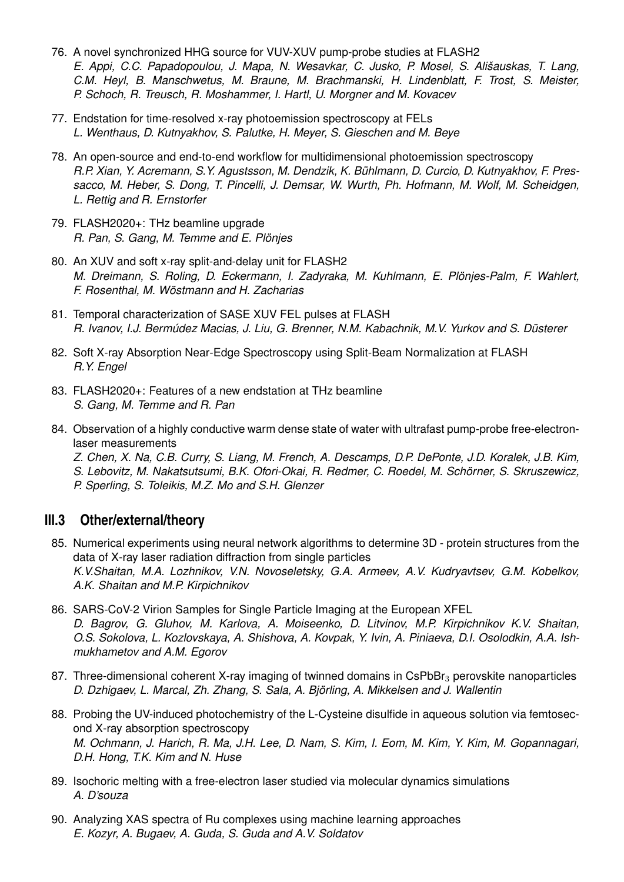76. A novel synchronized HHG source for VUV-XUV pump-probe studies at FLASH2
*E. Appi, C.C. Papadopoulou, J. Mapa, N. Wesavkar, C. Jusko, P. Mosel, S. Ališauskas, T. Lang, C.M. Heyl, B. Manschwetus, M. Braune, M. Brachmanski, H. Lindenblatt, F. Trost, S. Meister, P. Schoch, R. Treusch, R. Moshammer, I. Hartl, U. Morgner and M. Kovacev*

77. Endstation for time-resolved x-ray photoemission spectroscopy at FELs
*L. Wenthaus, D. Kutnyakhov, S. Palutke, H. Meyer, S. Gieschen and M. Beye*

78. An open-source and end-to-end workflow for multidimensional photoemission spectroscopy
*R.P. Xian, Y. Acremann, S.Y. Agustsson, M. Dendzik, K. Bühlmann, D. Curcio, D. Kutnyakhov, F. Pressacco, M. Heber, S. Dong, T. Pincelli, J. Demsar, W. Wurth, Ph. Hofmann, M. Wolf, M. Scheidgen, L. Rettig and R. Ernstorfer*

79. FLASH2020+: THz beamline upgrade
*R. Pan, S. Gang, M. Temme and E. Plönjes*

80. An XUV and soft x-ray split-and-delay unit for FLASH2
*M. Dreimann, S. Roling, D. Eckermann, I. Zadyraka, M. Kuhlmann, E. Plönjes-Palm, F. Wahlert, F. Rosenthal, M. Wöstmann and H. Zacharias*

81. Temporal characterization of SASE XUV FEL pulses at FLASH
*R. Ivanov, I.J. Bermúdez Macias, J. Liu, G. Brenner, N.M. Kabachnik, M.V. Yurkov and S. Düsterer*

82. Soft X-ray Absorption Near-Edge Spectroscopy using Split-Beam Normalization at FLASH
*R.Y. Engel*

83. FLASH2020+: Features of a new endstation at THz beamline
*S. Gang, M. Temme and R. Pan*

84. Observation of a highly conductive warm dense state of water with ultrafast pump-probe free-electron-laser measurements
*Z. Chen, X. Na, C.B. Curry, S. Liang, M. French, A. Descamps, D.P. DePonte, J.D. Koralek, J.B. Kim, S. Lebovitz, M. Nakatsutsumi, B.K. Ofori-Okai, R. Redmer, C. Roedel, M. Schörner, S. Skruszewicz, P. Sperling, S. Toleikis, M.Z. Mo and S.H. Glenzer*

## III.3 Other/external/theory

85. Numerical experiments using neural network algorithms to determine 3D - protein structures from the data of X-ray laser radiation diffraction from single particles
*K.V.Shaitan, M.A. Lozhnikov, V.N. Novoseletsky, G.A. Armeev, A.V. Kudryavtsev, G.M. Kobelkov, A.K. Shaitan and M.P. Kirpichnikov*

86. SARS-CoV-2 Virion Samples for Single Particle Imaging at the European XFEL
*D. Bagrov, G. Gluhov, M. Karlova, A. Moiseenko, D. Litvinov, M.P. Kirpichnikov K.V. Shaitan, O.S. Sokolova, L. Kozlovskaya, A. Shishova, A. Kovpak, Y. Ivin, A. Piniaeva, D.I. Osolodkin, A.A. Ishmukhametov and A.M. Egorov*

87. Three-dimensional coherent X-ray imaging of twinned domains in $CsPbBr_3$ perovskite nanoparticles
*D. Dzhigaev, L. Marcal, Zh. Zhang, S. Sala, A. Björling, A. Mikkelsen and J. Wallentin*

88. Probing the UV-induced photochemistry of the L-Cysteine disulfide in aqueous solution via femtosecond X-ray absorption spectroscopy
*M. Ochmann, J. Harich, R. Ma, J.H. Lee, D. Nam, S. Kim, I. Eom, M. Kim, Y. Kim, M. Gopannagari, D.H. Hong, T.K. Kim and N. Huse*

89. Isochoric melting with a free-electron laser studied via molecular dynamics simulations
*A. D'souza*

90. Analyzing XAS spectra of Ru complexes using machine learning approaches
*E. Kozyr, A. Bugaev, A. Guda, S. Guda and A.V. Soldatov*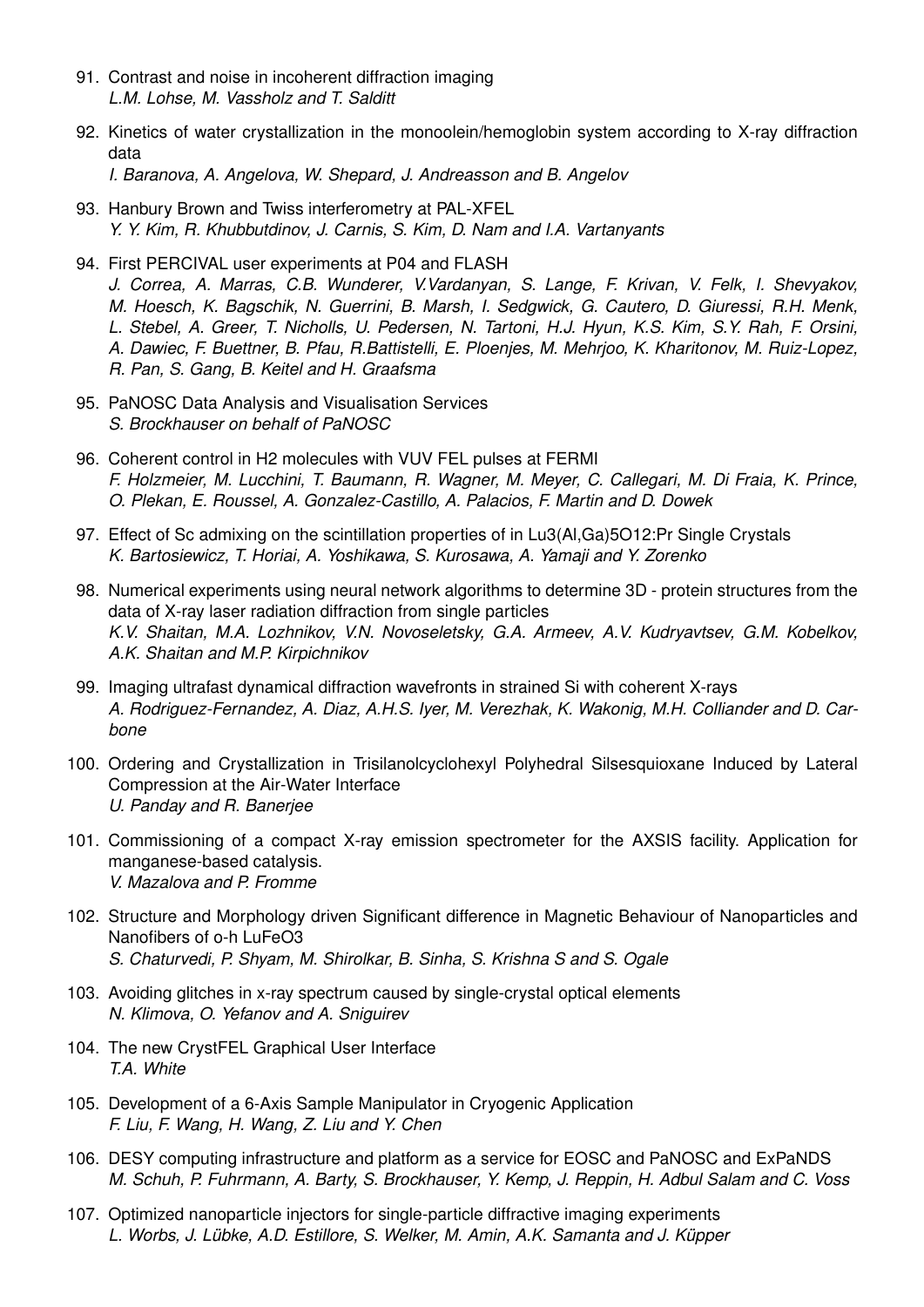91. Contrast and noise in incoherent diffraction imaging
*L.M. Lohse, M. Vassholz and T. Salditt*

92. Kinetics of water crystallization in the monoolein/hemoglobin system according to X-ray diffraction data
*I. Baranova, A. Angelova, W. Shepard, J. Andreasson and B. Angelov*

93. Hanbury Brown and Twiss interferometry at PAL-XFEL
*Y. Y. Kim, R. Khubbutdinov, J. Carnis, S. Kim, D. Nam and I.A. Vartanyants*

94. First PERCIVAL user experiments at P04 and FLASH
*J. Correa, A. Marras, C.B. Wunderer, V.Vardanyan, S. Lange, F. Krivan, V. Felk, I. Shevyakov, M. Hoesch, K. Bagschik, N. Guerrini, B. Marsh, I. Sedgwick, G. Cautero, D. Giuressi, R.H. Menk, L. Stebel, A. Greer, T. Nicholls, U. Pedersen, N. Tartoni, H.J. Hyun, K.S. Kim, S.Y. Rah, F. Orsini, A. Dawiec, F. Buettner, B. Pfau, R.Battistelli, E. Ploenjes, M. Mehrjoo, K. Kharitonov, M. Ruiz-Lopez, R. Pan, S. Gang, B. Keitel and H. Graafsma*

95. PaNOSC Data Analysis and Visualisation Services
*S. Brockhauser on behalf of PaNOSC*

96. Coherent control in H2 molecules with VUV FEL pulses at FERMI
*F. Holzmeier, M. Lucchini, T. Baumann, R. Wagner, M. Meyer, C. Callegari, M. Di Fraia, K. Prince, O. Plekan, E. Roussel, A. Gonzalez-Castillo, A. Palacios, F. Martin and D. Dowek*

97. Effect of Sc admixing on the scintillation properties of in Lu3(Al,Ga)5O12:Pr Single Crystals
*K. Bartosiewicz, T. Horiai, A. Yoshikawa, S. Kurosawa, A. Yamaji and Y. Zorenko*

98. Numerical experiments using neural network algorithms to determine 3D - protein structures from the data of X-ray laser radiation diffraction from single particles
*K.V. Shaitan, M.A. Lozhnikov, V.N. Novoseletsky, G.A. Armeev, A.V. Kudryavtsev, G.M. Kobelkov, A.K. Shaitan and M.P. Kirpichnikov*

99. Imaging ultrafast dynamical diffraction wavefronts in strained Si with coherent X-rays
*A. Rodriguez-Fernandez, A. Diaz, A.H.S. Iyer, M. Verezhak, K. Wakonig, M.H. Colliander and D. Carbone*

100. Ordering and Crystallization in Trisilanolcyclohexyl Polyhedral Silsesquioxane Induced by Lateral Compression at the Air-Water Interface
*U. Panday and R. Banerjee*

101. Commissioning of a compact X-ray emission spectrometer for the AXSIS facility. Application for manganese-based catalysis.
*V. Mazalova and P. Fromme*

102. Structure and Morphology driven Significant difference in Magnetic Behaviour of Nanoparticles and Nanofibers of o-h LuFeO3
*S. Chaturvedi, P. Shyam, M. Shirolkar, B. Sinha, S. Krishna S and S. Ogale*

103. Avoiding glitches in x-ray spectrum caused by single-crystal optical elements
*N. Klimova, O. Yefanov and A. Sniguirev*

104. The new CrystFEL Graphical User Interface
*T.A. White*

105. Development of a 6-Axis Sample Manipulator in Cryogenic Application
*F. Liu, F. Wang, H. Wang, Z. Liu and Y. Chen*

106. DESY computing infrastructure and platform as a service for EOSC and PaNOSC and ExPaNDS
*M. Schuh, P. Fuhrmann, A. Barty, S. Brockhauser, Y. Kemp, J. Reppin, H. Adbul Salam and C. Voss*

107. Optimized nanoparticle injectors for single-particle diffractive imaging experiments
*L. Worbs, J. Lübke, A.D. Estillore, S. Welker, M. Amin, A.K. Samanta and J. Küpper*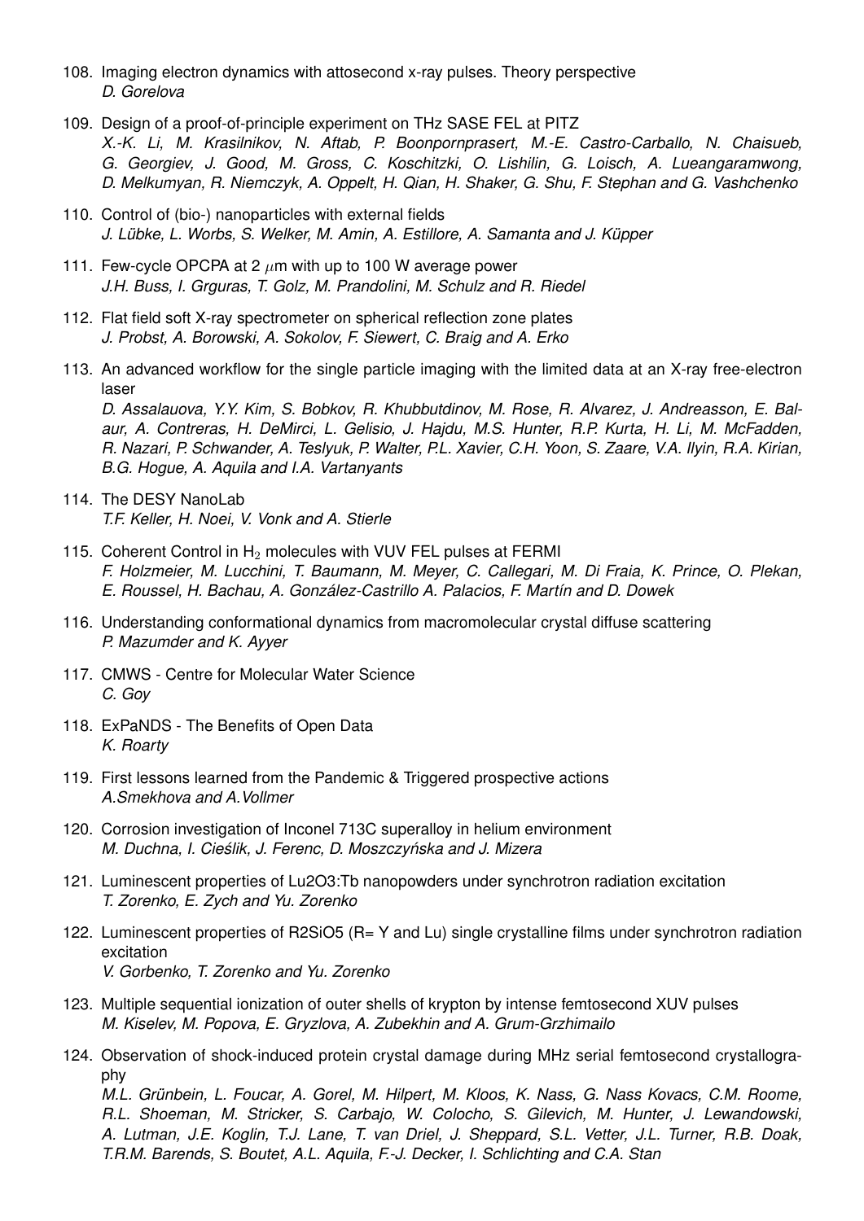108. Imaging electron dynamics with attosecond x-ray pulses. Theory perspective
*D. Gorelova*

109. Design of a proof-of-principle experiment on THz SASE FEL at PITZ
*X.-K. Li, M. Krasilnikov, N. Aftab, P. Boonpornprasert, M.-E. Castro-Carballo, N. Chaisueb, G. Georgiev, J. Good, M. Gross, C. Koschitzki, O. Lishilin, G. Loisch, A. Lueangaramwong, D. Melkumyan, R. Niemczyk, A. Oppelt, H. Qian, H. Shaker, G. Shu, F. Stephan and G. Vashchenko*

110. Control of (bio-) nanoparticles with external fields
*J. Lübke, L. Worbs, S. Welker, M. Amin, A. Estillore, A. Samanta and J. Küpper*

111. Few-cycle OPCPA at 2 $\mu$m with up to 100 W average power
*J.H. Buss, I. Grguras, T. Golz, M. Prandolini, M. Schulz and R. Riedel*

112. Flat field soft X-ray spectrometer on spherical reflection zone plates
*J. Probst, A. Borowski, A. Sokolov, F. Siewert, C. Braig and A. Erko*

113. An advanced workflow for the single particle imaging with the limited data at an X-ray free-electron laser
*D. Assalauova, Y.Y. Kim, S. Bobkov, R. Khubbutdinov, M. Rose, R. Alvarez, J. Andreasson, E. Balaur, A. Contreras, H. DeMirci, L. Gelisio, J. Hajdu, M.S. Hunter, R.P. Kurta, H. Li, M. McFadden, R. Nazari, P. Schwander, A. Teslyuk, P. Walter, P.L. Xavier, C.H. Yoon, S. Zaare, V.A. Ilyin, R.A. Kirian, B.G. Hogue, A. Aquila and I.A. Vartanyants*

114. The DESY NanoLab
*T.F. Keller, H. Noei, V. Vonk and A. Stierle*

115. Coherent Control in $H_2$ molecules with VUV FEL pulses at FERMI
*F. Holzmeier, M. Lucchini, T. Baumann, M. Meyer, C. Callegari, M. Di Fraia, K. Prince, O. Plekan, E. Roussel, H. Bachau, A. González-Castrillo A. Palacios, F. Martín and D. Dowek*

116. Understanding conformational dynamics from macromolecular crystal diffuse scattering
*P. Mazumder and K. Ayyer*

117. CMWS - Centre for Molecular Water Science
*C. Goy*

118. ExPaNDS - The Benefits of Open Data
*K. Roarty*

119. First lessons learned from the Pandemic & Triggered prospective actions
*A.Smekhova and A.Vollmer*

120. Corrosion investigation of Inconel 713C superalloy in helium environment
*M. Duchna, I. Cieślik, J. Ferenc, D. Moszczyńska and J. Mizera*

121. Luminescent properties of Lu2O3:Tb nanopowders under synchrotron radiation excitation
*T. Zorenko, E. Zych and Yu. Zorenko*

122. Luminescent properties of R2SiO5 (R= Y and Lu) single crystalline films under synchrotron radiation excitation
*V. Gorbenko, T. Zorenko and Yu. Zorenko*

123. Multiple sequential ionization of outer shells of krypton by intense femtosecond XUV pulses
*M. Kiselev, M. Popova, E. Gryzlova, A. Zubekhin and A. Grum-Grzhimailo*

124. Observation of shock-induced protein crystal damage during MHz serial femtosecond crystallography
*M.L. Grünbein, L. Foucar, A. Gorel, M. Hilpert, M. Kloos, K. Nass, G. Nass Kovacs, C.M. Roome, R.L. Shoeman, M. Stricker, S. Carbajo, W. Colocho, S. Gilevich, M. Hunter, J. Lewandowski, A. Lutman, J.E. Koglin, T.J. Lane, T. van Driel, J. Sheppard, S.L. Vetter, J.L. Turner, R.B. Doak, T.R.M. Barends, S. Boutet, A.L. Aquila, F.-J. Decker, I. Schlichting and C.A. Stan*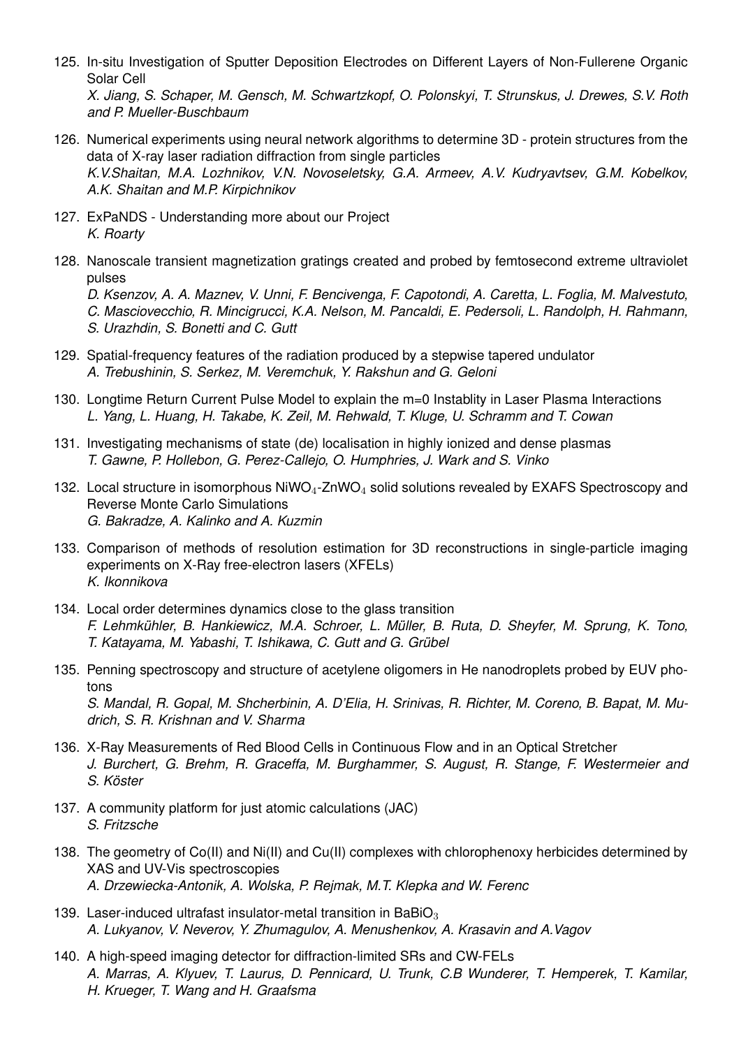125. In-situ Investigation of Sputter Deposition Electrodes on Different Layers of Non-Fullerene Organic Solar Cell
*X. Jiang, S. Schaper, M. Gensch, M. Schwartzkopf, O. Polonskyi, T. Strunskus, J. Drewes, S.V. Roth and P. Mueller-Buschbaum*

126. Numerical experiments using neural network algorithms to determine 3D - protein structures from the data of X-ray laser radiation diffraction from single particles
*K.V.Shaitan, M.A. Lozhnikov, V.N. Novoseletsky, G.A. Armeev, A.V. Kudryavtsev, G.M. Kobelkov, A.K. Shaitan and M.P. Kirpichnikov*

127. ExPaNDS - Understanding more about our Project
*K. Roarty*

128. Nanoscale transient magnetization gratings created and probed by femtosecond extreme ultraviolet pulses
*D. Ksenzov, A. A. Maznev, V. Unni, F. Bencivenga, F. Capotondi, A. Caretta, L. Foglia, M. Malvestuto, C. Masciovecchio, R. Mincigrucci, K.A. Nelson, M. Pancaldi, E. Pedersoli, L. Randolph, H. Rahmann, S. Urazhdin, S. Bonetti and C. Gutt*

129. Spatial-frequency features of the radiation produced by a stepwise tapered undulator
*A. Trebushinin, S. Serkez, M. Veremchuk, Y. Rakshun and G. Geloni*

130. Longtime Return Current Pulse Model to explain the m=0 Instablity in Laser Plasma Interactions
*L. Yang, L. Huang, H. Takabe, K. Zeil, M. Rehwald, T. Kluge, U. Schramm and T. Cowan*

131. Investigating mechanisms of state (de) localisation in highly ionized and dense plasmas
*T. Gawne, P. Hollebon, G. Perez-Callejo, O. Humphries, J. Wark and S. Vinko*

132. Local structure in isomorphous $NiWO_4$-$ZnWO_4$ solid solutions revealed by EXAFS Spectroscopy and Reverse Monte Carlo Simulations
*G. Bakradze, A. Kalinko and A. Kuzmin*

133. Comparison of methods of resolution estimation for 3D reconstructions in single-particle imaging experiments on X-Ray free-electron lasers (XFELs)
*K. Ikonnikova*

134. Local order determines dynamics close to the glass transition
*F. Lehmkühler, B. Hankiewicz, M.A. Schroer, L. Müller, B. Ruta, D. Sheyfer, M. Sprung, K. Tono, T. Katayama, M. Yabashi, T. Ishikawa, C. Gutt and G. Grübel*

135. Penning spectroscopy and structure of acetylene oligomers in He nanodroplets probed by EUV photons
*S. Mandal, R. Gopal, M. Shcherbinin, A. D'Elia, H. Srinivas, R. Richter, M. Coreno, B. Bapat, M. Mudrich, S. R. Krishnan and V. Sharma*

136. X-Ray Measurements of Red Blood Cells in Continuous Flow and in an Optical Stretcher
*J. Burchert, G. Brehm, R. Graceffa, M. Burghammer, S. August, R. Stange, F. Westermeier and S. Köster*

137. A community platform for just atomic calculations (JAC)
*S. Fritzsche*

138. The geometry of Co(II) and Ni(II) and Cu(II) complexes with chlorophenoxy herbicides determined by XAS and UV-Vis spectroscopies
*A. Drzewiecka-Antonik, A. Wolska, P. Rejmak, M.T. Klepka and W. Ferenc*

139. Laser-induced ultrafast insulator-metal transition in $BaBiO_3$
*A. Lukyanov, V. Neverov, Y. Zhumagulov, A. Menushenkov, A. Krasavin and A.Vagov*

140. A high-speed imaging detector for diffraction-limited SRs and CW-FELs
*A. Marras, A. Klyuev, T. Laurus, D. Pennicard, U. Trunk, C.B Wunderer, T. Hemperek, T. Kamilar, H. Krueger, T. Wang and H. Graafsma*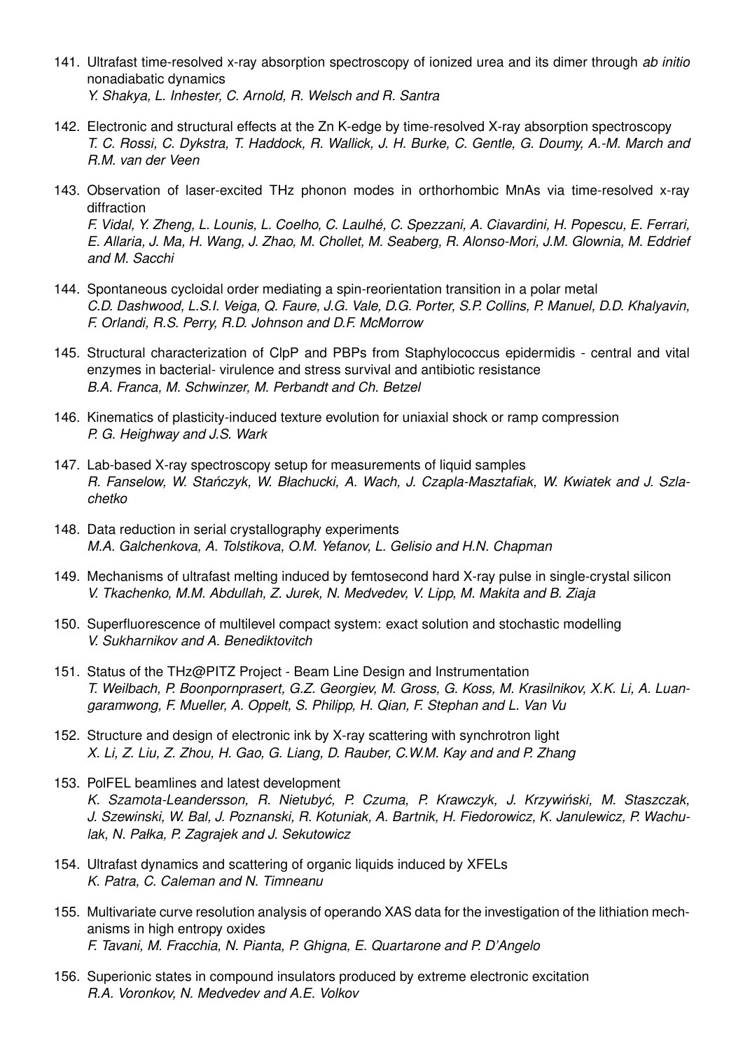141. Ultrafast time-resolved x-ray absorption spectroscopy of ionized urea and its dimer through *ab initio* nonadiabatic dynamics
*Y. Shakya, L. Inhester, C. Arnold, R. Welsch and R. Santra*

142. Electronic and structural effects at the Zn K-edge by time-resolved X-ray absorption spectroscopy
*T. C. Rossi, C. Dykstra, T. Haddock, R. Wallick, J. H. Burke, C. Gentle, G. Doumy, A.-M. March and R.M. van der Veen*

143. Observation of laser-excited THz phonon modes in orthorhombic MnAs via time-resolved x-ray diffraction
*F. Vidal, Y. Zheng, L. Lounis, L. Coelho, C. Laulhé, C. Spezzani, A. Ciavardini, H. Popescu, E. Ferrari, E. Allaria, J. Ma, H. Wang, J. Zhao, M. Chollet, M. Seaberg, R. Alonso-Mori, J.M. Glownia, M. Eddrief and M. Sacchi*

144. Spontaneous cycloidal order mediating a spin-reorientation transition in a polar metal
*C.D. Dashwood, L.S.I. Veiga, Q. Faure, J.G. Vale, D.G. Porter, S.P. Collins, P. Manuel, D.D. Khalyavin, F. Orlandi, R.S. Perry, R.D. Johnson and D.F. McMorrow*

145. Structural characterization of ClpP and PBPs from Staphylococcus epidermidis - central and vital enzymes in bacterial- virulence and stress survival and antibiotic resistance
*B.A. Franca, M. Schwinzer, M. Perbandt and Ch. Betzel*

146. Kinematics of plasticity-induced texture evolution for uniaxial shock or ramp compression
*P. G. Heighway and J.S. Wark*

147. Lab-based X-ray spectroscopy setup for measurements of liquid samples
*R. Fanselow, W. Stańczyk, W. Błachucki, A. Wach, J. Czapla-Masztafiak, W. Kwiatek and J. Szlachetko*

148. Data reduction in serial crystallography experiments
*M.A. Galchenkova, A. Tolstikova, O.M. Yefanov, L. Gelisio and H.N. Chapman*

149. Mechanisms of ultrafast melting induced by femtosecond hard X-ray pulse in single-crystal silicon
*V. Tkachenko, M.M. Abdullah, Z. Jurek, N. Medvedev, V. Lipp, M. Makita and B. Ziaja*

150. Superfluorescence of multilevel compact system: exact solution and stochastic modelling
*V. Sukharnikov and A. Benediktovitch*

151. Status of the THz@PITZ Project - Beam Line Design and Instrumentation
*T. Weilbach, P. Boonpornprasert, G.Z. Georgiev, M. Gross, G. Koss, M. Krasilnikov, X.K. Li, A. Luangaramwong, F. Mueller, A. Oppelt, S. Philipp, H. Qian, F. Stephan and L. Van Vu*

152. Structure and design of electronic ink by X-ray scattering with synchrotron light
*X. Li, Z. Liu, Z. Zhou, H. Gao, G. Liang, D. Rauber, C.W.M. Kay and and P. Zhang*

153. PolFEL beamlines and latest development
*K. Szamota-Leandersson, R. Nietubyć, P. Czuma, P. Krawczyk, J. Krzywiński, M. Staszczak, J. Szewinski, W. Bal, J. Poznanski, R. Kotuniak, A. Bartnik, H. Fiedorowicz, K. Janulewicz, P. Wachulak, N. Pałka, P. Zagrajek and J. Sekutowicz*

154. Ultrafast dynamics and scattering of organic liquids induced by XFELs
*K. Patra, C. Caleman and N. Timneanu*

155. Multivariate curve resolution analysis of operando XAS data for the investigation of the lithiation mechanisms in high entropy oxides
*F. Tavani, M. Fracchia, N. Pianta, P. Ghigna, E. Quartarone and P. D'Angelo*

156. Superionic states in compound insulators produced by extreme electronic excitation
*R.A. Voronkov, N. Medvedev and A.E. Volkov*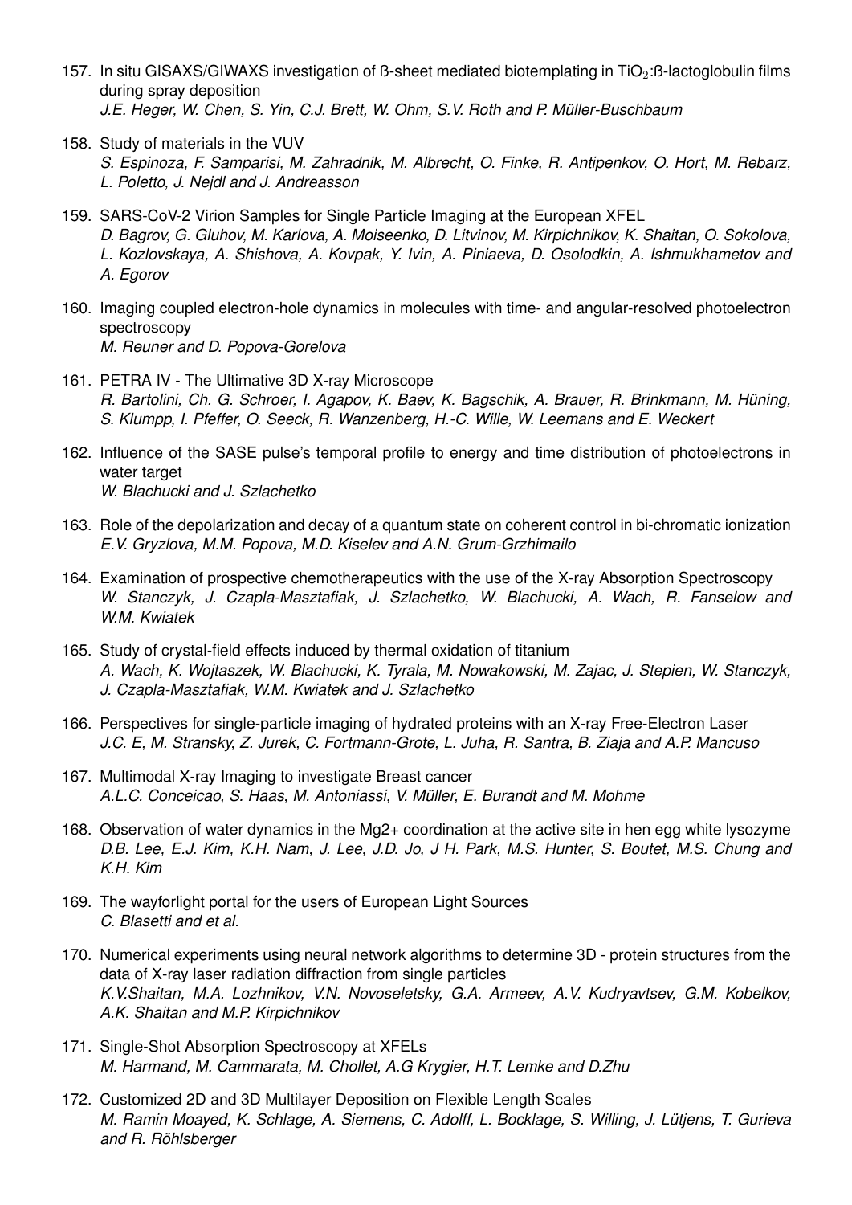157. In situ GISAXS/GIWAXS investigation of ß-sheet mediated biotemplating in $TiO_2$:ß-lactoglobulin films during spray deposition
*J.E. Heger, W. Chen, S. Yin, C.J. Brett, W. Ohm, S.V. Roth and P. Müller-Buschbaum*

158. Study of materials in the VUV
*S. Espinoza, F. Samparisi, M. Zahradnik, M. Albrecht, O. Finke, R. Antipenkov, O. Hort, M. Rebarz, L. Poletto, J. Nejdl and J. Andreasson*

159. SARS-CoV-2 Virion Samples for Single Particle Imaging at the European XFEL
*D. Bagrov, G. Gluhov, M. Karlova, A. Moiseenko, D. Litvinov, M. Kirpichnikov, K. Shaitan, O. Sokolova, L. Kozlovskaya, A. Shishova, A. Kovpak, Y. Ivin, A. Piniaeva, D. Osolodkin, A. Ishmukhametov and A. Egorov*

160. Imaging coupled electron-hole dynamics in molecules with time- and angular-resolved photoelectron spectroscopy
*M. Reuner and D. Popova-Gorelova*

161. PETRA IV - The Ultimative 3D X-ray Microscope
*R. Bartolini, Ch. G. Schroer, I. Agapov, K. Baev, K. Bagschik, A. Brauer, R. Brinkmann, M. Hüning, S. Klumpp, I. Pfeffer, O. Seeck, R. Wanzenberg, H.-C. Wille, W. Leemans and E. Weckert*

162. Influence of the SASE pulse's temporal profile to energy and time distribution of photoelectrons in water target
*W. Blachucki and J. Szlachetko*

163. Role of the depolarization and decay of a quantum state on coherent control in bi-chromatic ionization
*E.V. Gryzlova, M.M. Popova, M.D. Kiselev and A.N. Grum-Grzhimailo*

164. Examination of prospective chemotherapeutics with the use of the X-ray Absorption Spectroscopy
*W. Stanczyk, J. Czapla-Masztafiak, J. Szlachetko, W. Blachucki, A. Wach, R. Fanselow and W.M. Kwiatek*

165. Study of crystal-field effects induced by thermal oxidation of titanium
*A. Wach, K. Wojtaszek, W. Blachucki, K. Tyrala, M. Nowakowski, M. Zajac, J. Stepien, W. Stanczyk, J. Czapla-Masztafiak, W.M. Kwiatek and J. Szlachetko*

166. Perspectives for single-particle imaging of hydrated proteins with an X-ray Free-Electron Laser
*J.C. E, M. Stransky, Z. Jurek, C. Fortmann-Grote, L. Juha, R. Santra, B. Ziaja and A.P. Mancuso*

167. Multimodal X-ray Imaging to investigate Breast cancer
*A.L.C. Conceicao, S. Haas, M. Antoniassi, V. Müller, E. Burandt and M. Mohme*

168. Observation of water dynamics in the Mg2+ coordination at the active site in hen egg white lysozyme
*D.B. Lee, E.J. Kim, K.H. Nam, J. Lee, J.D. Jo, J H. Park, M.S. Hunter, S. Boutet, M.S. Chung and K.H. Kim*

169. The wayforlight portal for the users of European Light Sources
*C. Blasetti and et al.*

170. Numerical experiments using neural network algorithms to determine 3D - protein structures from the data of X-ray laser radiation diffraction from single particles
*K.V.Shaitan, M.A. Lozhnikov, V.N. Novoseletsky, G.A. Armeev, A.V. Kudryavtsev, G.M. Kobelkov, A.K. Shaitan and M.P. Kirpichnikov*

171. Single-Shot Absorption Spectroscopy at XFELs
*M. Harmand, M. Cammarata, M. Chollet, A.G Krygier, H.T. Lemke and D.Zhu*

172. Customized 2D and 3D Multilayer Deposition on Flexible Length Scales
*M. Ramin Moayed, K. Schlage, A. Siemens, C. Adolff, L. Bocklage, S. Willing, J. Lütjens, T. Gurieva and R. Röhlsberger*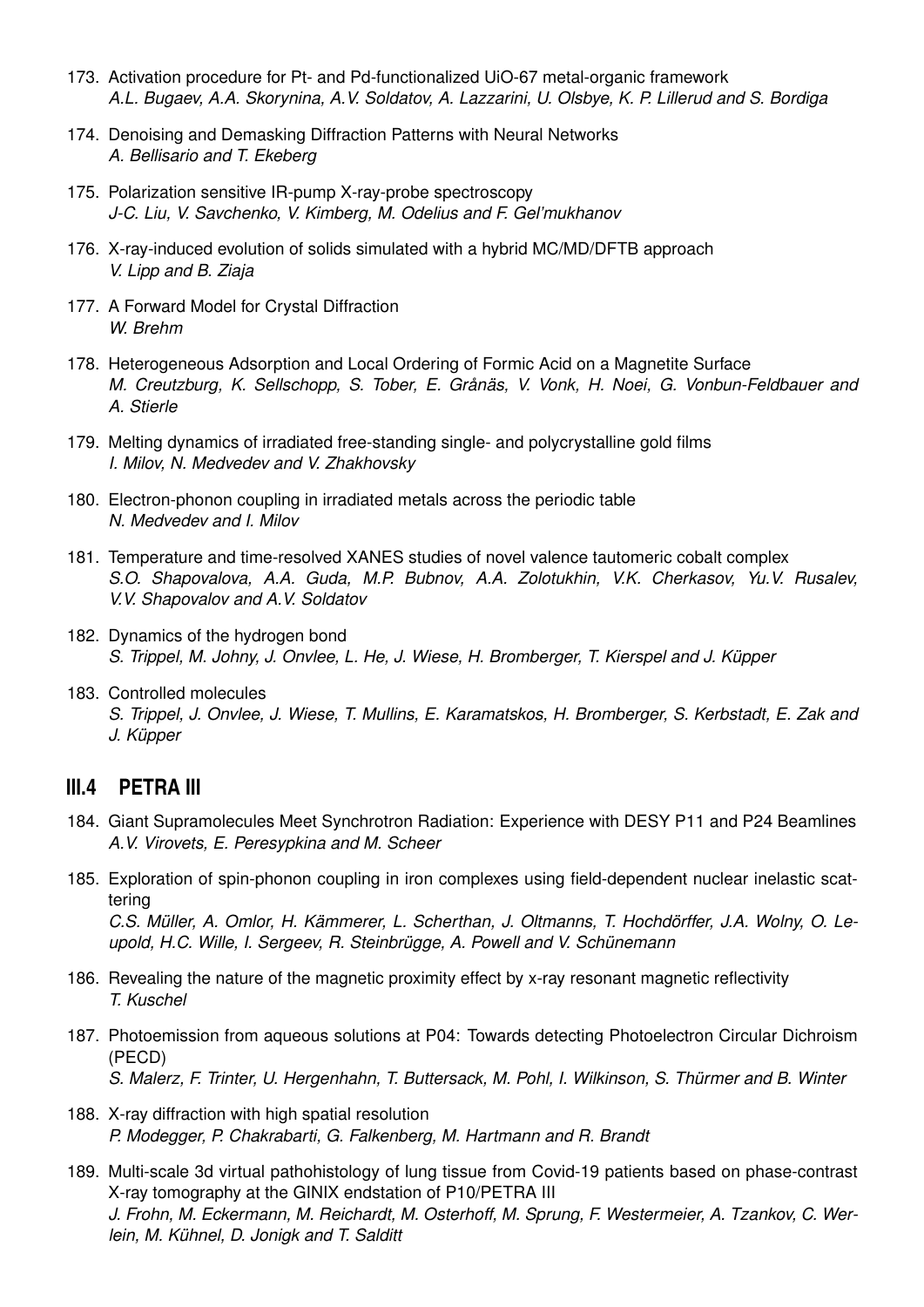173. Activation procedure for Pt- and Pd-functionalized UiO-67 metal-organic framework
*A.L. Bugaev, A.A. Skorynina, A.V. Soldatov, A. Lazzarini, U. Olsbye, K. P. Lillerud and S. Bordiga*

174. Denoising and Demasking Diffraction Patterns with Neural Networks
*A. Bellisario and T. Ekeberg*

175. Polarization sensitive IR-pump X-ray-probe spectroscopy
*J-C. Liu, V. Savchenko, V. Kimberg, M. Odelius and F. Gel'mukhanov*

176. X-ray-induced evolution of solids simulated with a hybrid MC/MD/DFTB approach
*V. Lipp and B. Ziaja*

177. A Forward Model for Crystal Diffraction
*W. Brehm*

178. Heterogeneous Adsorption and Local Ordering of Formic Acid on a Magnetite Surface
*M. Creutzburg, K. Sellschopp, S. Tober, E. Grånäs, V. Vonk, H. Noei, G. Vonbun-Feldbauer and A. Stierle*

179. Melting dynamics of irradiated free-standing single- and polycrystalline gold films
*I. Milov, N. Medvedev and V. Zhakhovsky*

180. Electron-phonon coupling in irradiated metals across the periodic table
*N. Medvedev and I. Milov*

181. Temperature and time-resolved XANES studies of novel valence tautomeric cobalt complex
*S.O. Shapovalova, A.A. Guda, M.P. Bubnov, A.A. Zolotukhin, V.K. Cherkasov, Yu.V. Rusalev, V.V. Shapovalov and A.V. Soldatov*

182. Dynamics of the hydrogen bond
*S. Trippel, M. Johny, J. Onvlee, L. He, J. Wiese, H. Bromberger, T. Kierspel and J. Küpper*

183. Controlled molecules
*S. Trippel, J. Onvlee, J. Wiese, T. Mullins, E. Karamatskos, H. Bromberger, S. Kerbstadt, E. Zak and J. Küpper*

## III.4 PETRA III

184. Giant Supramolecules Meet Synchrotron Radiation: Experience with DESY P11 and P24 Beamlines
*A.V. Virovets, E. Peresypkina and M. Scheer*

185. Exploration of spin-phonon coupling in iron complexes using field-dependent nuclear inelastic scattering
*C.S. Müller, A. Omlor, H. Kämmerer, L. Scherthan, J. Oltmanns, T. Hochdörffer, J.A. Wolny, O. Leupold, H.C. Wille, I. Sergeev, R. Steinbrügge, A. Powell and V. Schünemann*

186. Revealing the nature of the magnetic proximity effect by x-ray resonant magnetic reflectivity
*T. Kuschel*

187. Photoemission from aqueous solutions at P04: Towards detecting Photoelectron Circular Dichroism (PECD)
*S. Malerz, F. Trinter, U. Hergenhahn, T. Buttersack, M. Pohl, I. Wilkinson, S. Thürmer and B. Winter*

188. X-ray diffraction with high spatial resolution
*P. Modegger, P. Chakrabarti, G. Falkenberg, M. Hartmann and R. Brandt*

189. Multi-scale 3d virtual pathohistology of lung tissue from Covid-19 patients based on phase-contrast X-ray tomography at the GINIX endstation of P10/PETRA III
*J. Frohn, M. Eckermann, M. Reichardt, M. Osterhoff, M. Sprung, F. Westermeier, A. Tzankov, C. Werlein, M. Kühnel, D. Jonigk and T. Salditt*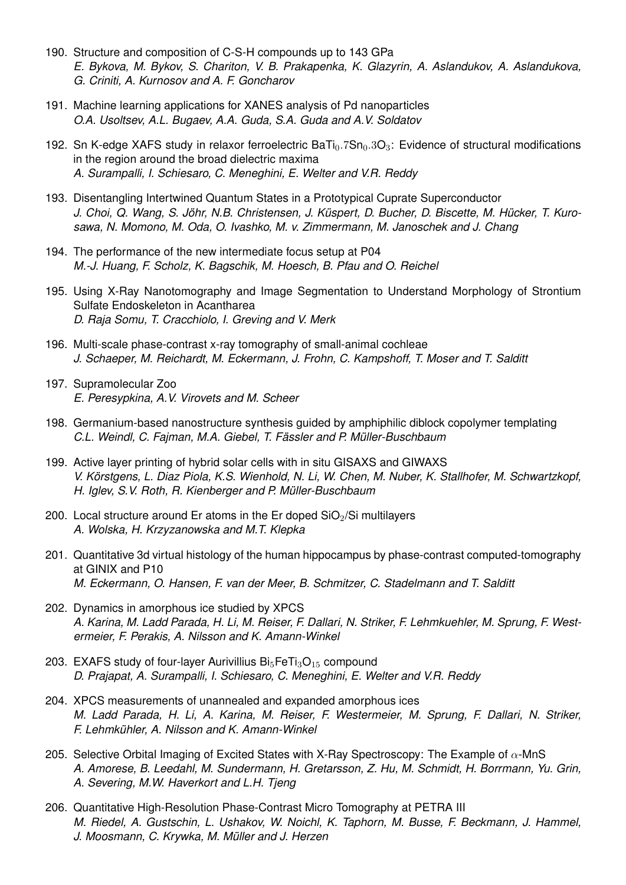190. Structure and composition of C-S-H compounds up to 143 GPa
*E. Bykova, M. Bykov, S. Chariton, V. B. Prakapenka, K. Glazyrin, A. Aslandukov, A. Aslandukova, G. Criniti, A. Kurnosov and A. F. Goncharov*

191. Machine learning applications for XANES analysis of Pd nanoparticles
*O.A. Usoltsev, A.L. Bugaev, A.A. Guda, S.A. Guda and A.V. Soldatov*

192. Sn K-edge XAFS study in relaxor ferroelectric $BaTi_{0.7}Sn_{0.3}O_3$: Evidence of structural modifications in the region around the broad dielectric maxima
*A. Surampalli, I. Schiesaro, C. Meneghini, E. Welter and V.R. Reddy*

193. Disentangling Intertwined Quantum States in a Prototypical Cuprate Superconductor
*J. Choi, Q. Wang, S. Jöhr, N.B. Christensen, J. Küspert, D. Bucher, D. Biscette, M. Hücker, T. Kurosawa, N. Momono, M. Oda, O. Ivashko, M. v. Zimmermann, M. Janoschek and J. Chang*

194. The performance of the new intermediate focus setup at P04
*M.-J. Huang, F. Scholz, K. Bagschik, M. Hoesch, B. Pfau and O. Reichel*

195. Using X-Ray Nanotomography and Image Segmentation to Understand Morphology of Strontium Sulfate Endoskeleton in Acantharea
*D. Raja Somu, T. Cracchiolo, I. Greving and V. Merk*

196. Multi-scale phase-contrast x-ray tomography of small-animal cochleae
*J. Schaeper, M. Reichardt, M. Eckermann, J. Frohn, C. Kampshoff, T. Moser and T. Salditt*

197. Supramolecular Zoo
*E. Peresypkina, A.V. Virovets and M. Scheer*

198. Germanium-based nanostructure synthesis guided by amphiphilic diblock copolymer templating
*C.L. Weindl, C. Fajman, M.A. Giebel, T. Fässler and P. Müller-Buschbaum*

199. Active layer printing of hybrid solar cells with in situ GISAXS and GIWAXS
*V. Körstgens, L. Diaz Piola, K.S. Wienhold, N. Li, W. Chen, M. Nuber, K. Stallhofer, M. Schwartzkopf, H. Iglev, S.V. Roth, R. Kienberger and P. Müller-Buschbaum*

200. Local structure around Er atoms in the Er doped $SiO_2$/Si multilayers
*A. Wolska, H. Krzyzanowska and M.T. Klepka*

201. Quantitative 3d virtual histology of the human hippocampus by phase-contrast computed-tomography at GINIX and P10
*M. Eckermann, O. Hansen, F. van der Meer, B. Schmitzer, C. Stadelmann and T. Salditt*

202. Dynamics in amorphous ice studied by XPCS
*A. Karina, M. Ladd Parada, H. Li, M. Reiser, F. Dallari, N. Striker, F. Lehmkuehler, M. Sprung, F. Westermeier, F. Perakis, A. Nilsson and K. Amann-Winkel*

203. EXAFS study of four-layer Aurivillius $Bi_5FeTi_3O_{15}$ compound
*D. Prajapat, A. Surampalli, I. Schiesaro, C. Meneghini, E. Welter and V.R. Reddy*

204. XPCS measurements of unannealed and expanded amorphous ices
*M. Ladd Parada, H. Li, A. Karina, M. Reiser, F. Westermeier, M. Sprung, F. Dallari, N. Striker, F. Lehmkühler, A. Nilsson and K. Amann-Winkel*

205. Selective Orbital Imaging of Excited States with X-Ray Spectroscopy: The Example of $\alpha$-MnS
*A. Amorese, B. Leedahl, M. Sundermann, H. Gretarsson, Z. Hu, M. Schmidt, H. Borrmann, Yu. Grin, A. Severing, M.W. Haverkort and L.H. Tjeng*

206. Quantitative High-Resolution Phase-Contrast Micro Tomography at PETRA III
*M. Riedel, A. Gustschin, L. Ushakov, W. Noichl, K. Taphorn, M. Busse, F. Beckmann, J. Hammel, J. Moosmann, C. Krywka, M. Müller and J. Herzen*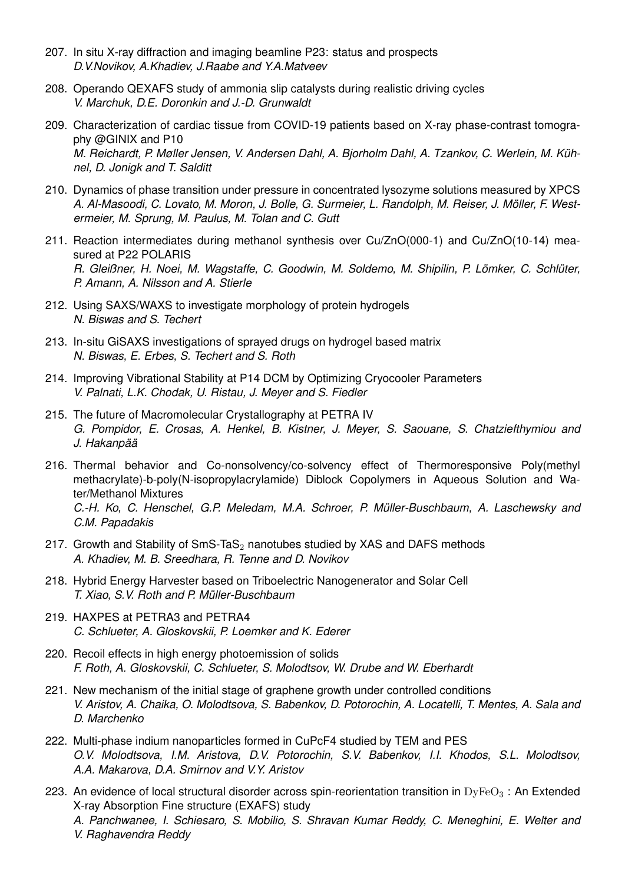207. In situ X-ray diffraction and imaging beamline P23: status and prospects
*D.V.Novikov, A.Khadiev, J.Raabe and Y.A.Matveev*

208. Operando QEXAFS study of ammonia slip catalysts during realistic driving cycles
*V. Marchuk, D.E. Doronkin and J.-D. Grunwaldt*

209. Characterization of cardiac tissue from COVID-19 patients based on X-ray phase-contrast tomography @GINIX and P10
*M. Reichardt, P. Møller Jensen, V. Andersen Dahl, A. Bjorholm Dahl, A. Tzankov, C. Werlein, M. Kühnel, D. Jonigk and T. Salditt*

210. Dynamics of phase transition under pressure in concentrated lysozyme solutions measured by XPCS
*A. Al-Masoodi, C. Lovato, M. Moron, J. Bolle, G. Surmeier, L. Randolph, M. Reiser, J. Möller, F. Westermeier, M. Sprung, M. Paulus, M. Tolan and C. Gutt*

211. Reaction intermediates during methanol synthesis over Cu/ZnO(000-1) and Cu/ZnO(10-14) measured at P22 POLARIS
*R. Gleißner, H. Noei, M. Wagstaffe, C. Goodwin, M. Soldemo, M. Shipilin, P. Lömker, C. Schlüter, P. Amann, A. Nilsson and A. Stierle*

212. Using SAXS/WAXS to investigate morphology of protein hydrogels
*N. Biswas and S. Techert*

213. In-situ GiSAXS investigations of sprayed drugs on hydrogel based matrix
*N. Biswas, E. Erbes, S. Techert and S. Roth*

214. Improving Vibrational Stability at P14 DCM by Optimizing Cryocooler Parameters
*V. Palnati, L.K. Chodak, U. Ristau, J. Meyer and S. Fiedler*

215. The future of Macromolecular Crystallography at PETRA IV
*G. Pompidor, E. Crosas, A. Henkel, B. Kistner, J. Meyer, S. Saouane, S. Chatziefthymiou and J. Hakanpää*

216. Thermal behavior and Co-nonsolvency/co-solvency effect of Thermoresponsive Poly(methyl methacrylate)-b-poly(N-isopropylacrylamide) Diblock Copolymers in Aqueous Solution and Water/Methanol Mixtures
*C.-H. Ko, C. Henschel, G.P. Meledam, M.A. Schroer, P. Müller-Buschbaum, A. Laschewsky and C.M. Papadakis*

217. Growth and Stability of SmS-$TaS_2$ nanotubes studied by XAS and DAFS methods
*A. Khadiev, M. B. Sreedhara, R. Tenne and D. Novikov*

218. Hybrid Energy Harvester based on Triboelectric Nanogenerator and Solar Cell
*T. Xiao, S.V. Roth and P. Müller-Buschbaum*

219. HAXPES at PETRA3 and PETRA4
*C. Schlueter, A. Gloskovskii, P. Loemker and K. Ederer*

220. Recoil effects in high energy photoemission of solids
*F. Roth, A. Gloskovskii, C. Schlueter, S. Molodtsov, W. Drube and W. Eberhardt*

221. New mechanism of the initial stage of graphene growth under controlled conditions
*V. Aristov, A. Chaika, O. Molodtsova, S. Babenkov, D. Potorochin, A. Locatelli, T. Mentes, A. Sala and D. Marchenko*

222. Multi-phase indium nanoparticles formed in CuPcF4 studied by TEM and PES
*O.V. Molodtsova, I.M. Aristova, D.V. Potorochin, S.V. Babenkov, I.I. Khodos, S.L. Molodtsov, A.A. Makarova, D.A. Smirnov and V.Y. Aristov*

223. An evidence of local structural disorder across spin-reorientation transition in $DyFeO_3$ : An Extended X-ray Absorption Fine structure (EXAFS) study
*A. Panchwanee, I. Schiesaro, S. Mobilio, S. Shravan Kumar Reddy, C. Meneghini, E. Welter and V. Raghavendra Reddy*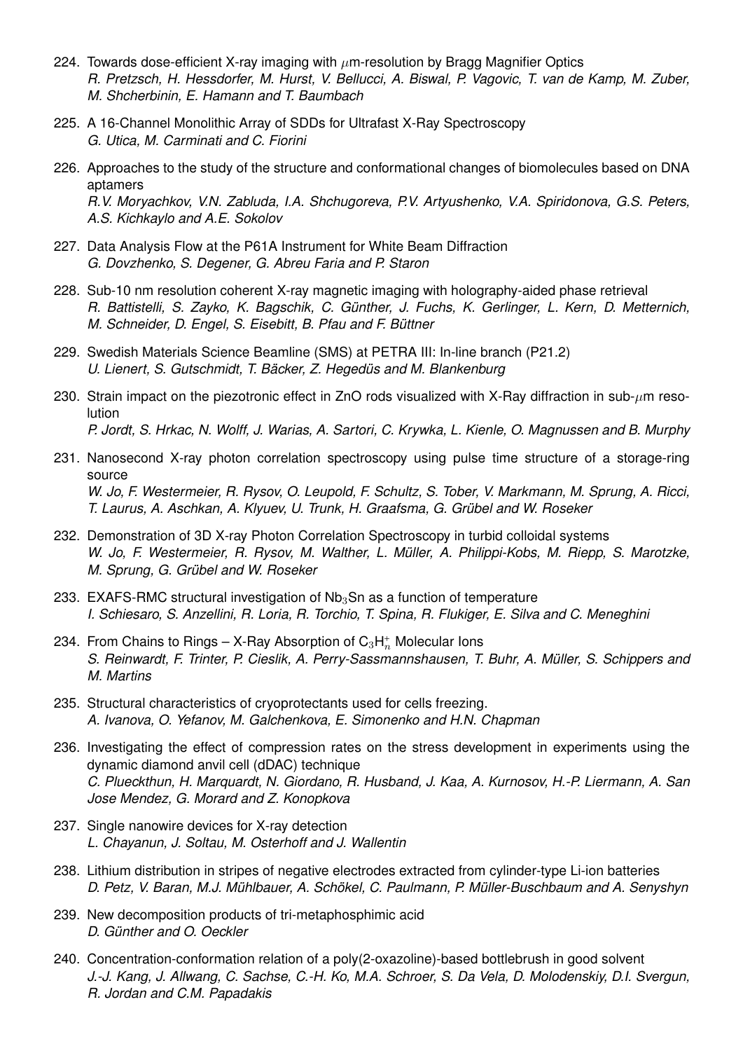224. Towards dose-efficient X-ray imaging with $\mu$m-resolution by Bragg Magnifier Optics
*R. Pretzsch, H. Hessdorfer, M. Hurst, V. Bellucci, A. Biswal, P. Vagovic, T. van de Kamp, M. Zuber, M. Shcherbinin, E. Hamann and T. Baumbach*

225. A 16-Channel Monolithic Array of SDDs for Ultrafast X-Ray Spectroscopy
*G. Utica, M. Carminati and C. Fiorini*

226. Approaches to the study of the structure and conformational changes of biomolecules based on DNA aptamers
*R.V. Moryachkov, V.N. Zabluda, I.A. Shchugoreva, P.V. Artyushenko, V.A. Spiridonova, G.S. Peters, A.S. Kichkaylo and A.E. Sokolov*

227. Data Analysis Flow at the P61A Instrument for White Beam Diffraction
*G. Dovzhenko, S. Degener, G. Abreu Faria and P. Staron*

228. Sub-10 nm resolution coherent X-ray magnetic imaging with holography-aided phase retrieval
*R. Battistelli, S. Zayko, K. Bagschik, C. Günther, J. Fuchs, K. Gerlinger, L. Kern, D. Metternich, M. Schneider, D. Engel, S. Eisebitt, B. Pfau and F. Büttner*

229. Swedish Materials Science Beamline (SMS) at PETRA III: In-line branch (P21.2)
*U. Lienert, S. Gutschmidt, T. Bäcker, Z. Hegedüs and M. Blankenburg*

230. Strain impact on the piezotronic effect in ZnO rods visualized with X-Ray diffraction in sub-$\mu$m resolution
*P. Jordt, S. Hrkac, N. Wolff, J. Warias, A. Sartori, C. Krywka, L. Kienle, O. Magnussen and B. Murphy*

231. Nanosecond X-ray photon correlation spectroscopy using pulse time structure of a storage-ring source
*W. Jo, F. Westermeier, R. Rysov, O. Leupold, F. Schultz, S. Tober, V. Markmann, M. Sprung, A. Ricci, T. Laurus, A. Aschkan, A. Klyuev, U. Trunk, H. Graafsma, G. Grübel and W. Roseker*

232. Demonstration of 3D X-ray Photon Correlation Spectroscopy in turbid colloidal systems
*W. Jo, F. Westermeier, R. Rysov, M. Walther, L. Müller, A. Philippi-Kobs, M. Riepp, S. Marotzke, M. Sprung, G. Grübel and W. Roseker*

233. EXAFS-RMC structural investigation of $Nb_3Sn$ as a function of temperature
*I. Schiesaro, S. Anzellini, R. Loria, R. Torchio, T. Spina, R. Flukiger, E. Silva and C. Meneghini*

234. From Chains to Rings – X-Ray Absorption of $C_3H_n^+$ Molecular Ions
*S. Reinwardt, F. Trinter, P. Cieslik, A. Perry-Sassmannshausen, T. Buhr, A. Müller, S. Schippers and M. Martins*

235. Structural characteristics of cryoprotectants used for cells freezing.
*A. Ivanova, O. Yefanov, M. Galchenkova, E. Simonenko and H.N. Chapman*

236. Investigating the effect of compression rates on the stress development in experiments using the dynamic diamond anvil cell (dDAC) technique
*C. Plueckthun, H. Marquardt, N. Giordano, R. Husband, J. Kaa, A. Kurnosov, H.-P. Liermann, A. San Jose Mendez, G. Morard and Z. Konopkova*

237. Single nanowire devices for X-ray detection
*L. Chayanun, J. Soltau, M. Osterhoff and J. Wallentin*

238. Lithium distribution in stripes of negative electrodes extracted from cylinder-type Li-ion batteries
*D. Petz, V. Baran, M.J. Mühlbauer, A. Schökel, C. Paulmann, P. Müller-Buschbaum and A. Senyshyn*

239. New decomposition products of tri-metaphosphimic acid
*D. Günther and O. Oeckler*

240. Concentration-conformation relation of a poly(2-oxazoline)-based bottlebrush in good solvent
*J.-J. Kang, J. Allwang, C. Sachse, C.-H. Ko, M.A. Schroer, S. Da Vela, D. Molodenskiy, D.I. Svergun, R. Jordan and C.M. Papadakis*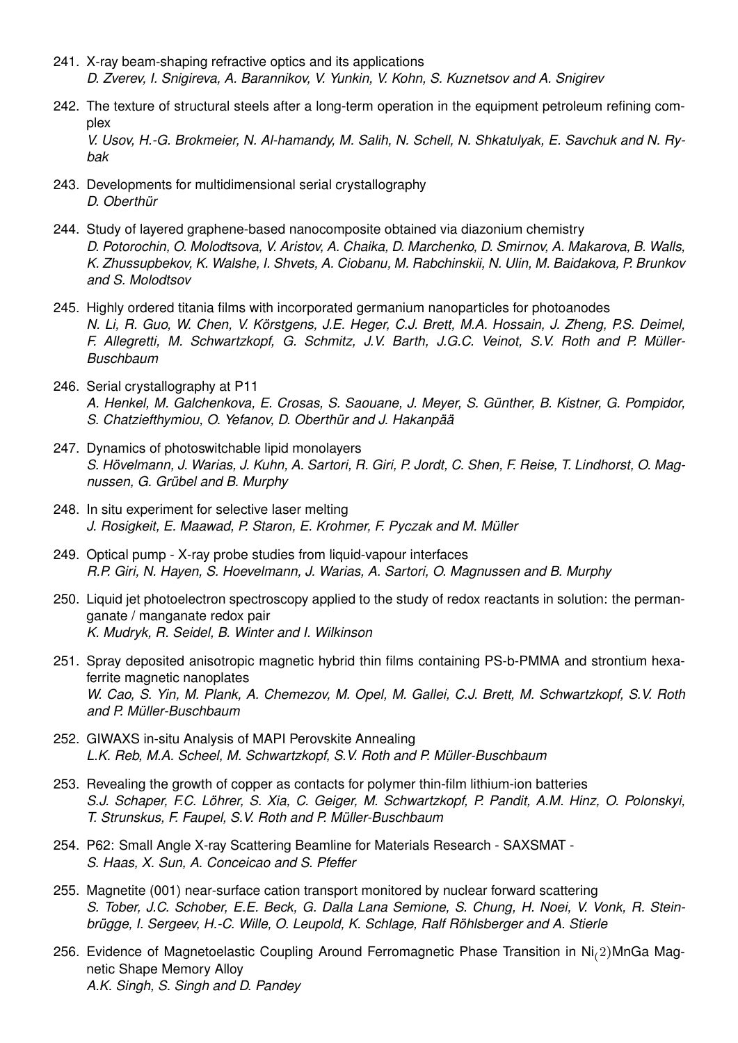241. X-ray beam-shaping refractive optics and its applications
*D. Zverev, I. Snigireva, A. Barannikov, V. Yunkin, V. Kohn, S. Kuznetsov and A. Snigirev*

242. The texture of structural steels after a long-term operation in the equipment petroleum refining complex
*V. Usov, H.-G. Brokmeier, N. Al-hamandy, M. Salih, N. Schell, N. Shkatulyak, E. Savchuk and N. Rybak*

243. Developments for multidimensional serial crystallography
*D. Oberthür*

244. Study of layered graphene-based nanocomposite obtained via diazonium chemistry
*D. Potorochin, O. Molodtsova, V. Aristov, A. Chaika, D. Marchenko, D. Smirnov, A. Makarova, B. Walls, K. Zhussupbekov, K. Walshe, I. Shvets, A. Ciobanu, M. Rabchinskii, N. Ulin, M. Baidakova, P. Brunkov and S. Molodtsov*

245. Highly ordered titania films with incorporated germanium nanoparticles for photoanodes
*N. Li, R. Guo, W. Chen, V. Körstgens, J.E. Heger, C.J. Brett, M.A. Hossain, J. Zheng, P.S. Deimel, F. Allegretti, M. Schwartzkopf, G. Schmitz, J.V. Barth, J.G.C. Veinot, S.V. Roth and P. Müller-Buschbaum*

246. Serial crystallography at P11
*A. Henkel, M. Galchenkova, E. Crosas, S. Saouane, J. Meyer, S. Günther, B. Kistner, G. Pompidor, S. Chatziefthymiou, O. Yefanov, D. Oberthür and J. Hakanpää*

247. Dynamics of photoswitchable lipid monolayers
*S. Hövelmann, J. Warias, J. Kuhn, A. Sartori, R. Giri, P. Jordt, C. Shen, F. Reise, T. Lindhorst, O. Magnussen, G. Grübel and B. Murphy*

248. In situ experiment for selective laser melting
*J. Rosigkeit, E. Maawad, P. Staron, E. Krohmer, F. Pyczak and M. Müller*

249. Optical pump - X-ray probe studies from liquid-vapour interfaces
*R.P. Giri, N. Hayen, S. Hoevelmann, J. Warias, A. Sartori, O. Magnussen and B. Murphy*

250. Liquid jet photoelectron spectroscopy applied to the study of redox reactants in solution: the permanganate / manganate redox pair
*K. Mudryk, R. Seidel, B. Winter and I. Wilkinson*

251. Spray deposited anisotropic magnetic hybrid thin films containing PS-b-PMMA and strontium hexaferrite magnetic nanoplates
*W. Cao, S. Yin, M. Plank, A. Chemezov, M. Opel, M. Gallei, C.J. Brett, M. Schwartzkopf, S.V. Roth and P. Müller-Buschbaum*

252. GIWAXS in-situ Analysis of MAPI Perovskite Annealing
*L.K. Reb, M.A. Scheel, M. Schwartzkopf, S.V. Roth and P. Müller-Buschbaum*

253. Revealing the growth of copper as contacts for polymer thin-film lithium-ion batteries
*S.J. Schaper, F.C. Löhrer, S. Xia, C. Geiger, M. Schwartzkopf, P. Pandit, A.M. Hinz, O. Polonskyi, T. Strunskus, F. Faupel, S.V. Roth and P. Müller-Buschbaum*

254. P62: Small Angle X-ray Scattering Beamline for Materials Research - SAXSMAT -
*S. Haas, X. Sun, A. Conceicao and S. Pfeffer*

255. Magnetite (001) near-surface cation transport monitored by nuclear forward scattering
*S. Tober, J.C. Schober, E.E. Beck, G. Dalla Lana Semione, S. Chung, H. Noei, V. Vonk, R. Steinbrügge, I. Sergeev, H.-C. Wille, O. Leupold, K. Schlage, Ralf Röhlsberger and A. Stierle*

256. Evidence of Magnetoelastic Coupling Around Ferromagnetic Phase Transition in $Ni_{(2)}$MnGa Magnetic Shape Memory Alloy
*A.K. Singh, S. Singh and D. Pandey*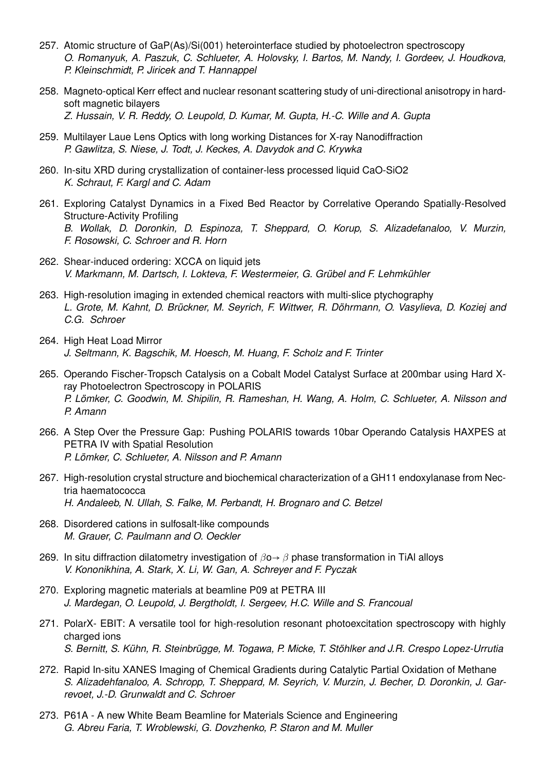257. Atomic structure of GaP(As)/Si(001) heterointerface studied by photoelectron spectroscopy
*O. Romanyuk, A. Paszuk, C. Schlueter, A. Holovsky, I. Bartos, M. Nandy, I. Gordeev, J. Houdkova, P. Kleinschmidt, P. Jiricek and T. Hannappel*

258. Magneto-optical Kerr effect and nuclear resonant scattering study of uni-directional anisotropy in hard-soft magnetic bilayers
*Z. Hussain, V. R. Reddy, O. Leupold, D. Kumar, M. Gupta, H.-C. Wille and A. Gupta*

259. Multilayer Laue Lens Optics with long working Distances for X-ray Nanodiffraction
*P. Gawlitza, S. Niese, J. Todt, J. Keckes, A. Davydok and C. Krywka*

260. In-situ XRD during crystallization of container-less processed liquid CaO-SiO2
*K. Schraut, F. Kargl and C. Adam*

261. Exploring Catalyst Dynamics in a Fixed Bed Reactor by Correlative Operando Spatially-Resolved Structure-Activity Profiling
*B. Wollak, D. Doronkin, D. Espinoza, T. Sheppard, O. Korup, S. Alizadefanaloo, V. Murzin, F. Rosowski, C. Schroer and R. Horn*

262. Shear-induced ordering: XCCA on liquid jets
*V. Markmann, M. Dartsch, I. Lokteva, F. Westermeier, G. Grübel and F. Lehmkühler*

263. High-resolution imaging in extended chemical reactors with multi-slice ptychography
*L. Grote, M. Kahnt, D. Brückner, M. Seyrich, F. Wittwer, R. Döhrmann, O. Vasylieva, D. Koziej and C.G. Schroer*

264. High Heat Load Mirror
*J. Seltmann, K. Bagschik, M. Hoesch, M. Huang, F. Scholz and F. Trinter*

265. Operando Fischer-Tropsch Catalysis on a Cobalt Model Catalyst Surface at 200mbar using Hard X-ray Photoelectron Spectroscopy in POLARIS
*P. Lömker, C. Goodwin, M. Shipilin, R. Rameshan, H. Wang, A. Holm, C. Schlueter, A. Nilsson and P. Amann*

266. A Step Over the Pressure Gap: Pushing POLARIS towards 10bar Operando Catalysis HAXPES at PETRA IV with Spatial Resolution
*P. Lömker, C. Schlueter, A. Nilsson and P. Amann*

267. High-resolution crystal structure and biochemical characterization of a GH11 endoxylanase from Nectria haematococca
*H. Andaleeb, N. Ullah, S. Falke, M. Perbandt, H. Brognaro and C. Betzel*

268. Disordered cations in sulfosalt-like compounds
*M. Grauer, C. Paulmann and O. Oeckler*

269. In situ diffraction dilatometry investigation of $\beta$o→ $\beta$ phase transformation in TiAl alloys
*V. Kononikhina, A. Stark, X. Li, W. Gan, A. Schreyer and F. Pyczak*

270. Exploring magnetic materials at beamline P09 at PETRA III
*J. Mardegan, O. Leupold, J. Bergtholdt, I. Sergeev, H.C. Wille and S. Francoual*

271. PolarX- EBIT: A versatile tool for high-resolution resonant photoexcitation spectroscopy with highly charged ions
*S. Bernitt, S. Kühn, R. Steinbrügge, M. Togawa, P. Micke, T. Stöhlker and J.R. Crespo Lopez-Urrutia*

272. Rapid In-situ XANES Imaging of Chemical Gradients during Catalytic Partial Oxidation of Methane
*S. Alizadehfanaloo, A. Schropp, T. Sheppard, M. Seyrich, V. Murzin, J. Becher, D. Doronkin, J. Garrevoet, J.-D. Grunwaldt and C. Schroer*

273. P61A - A new White Beam Beamline for Materials Science and Engineering
*G. Abreu Faria, T. Wroblewski, G. Dovzhenko, P. Staron and M. Muller*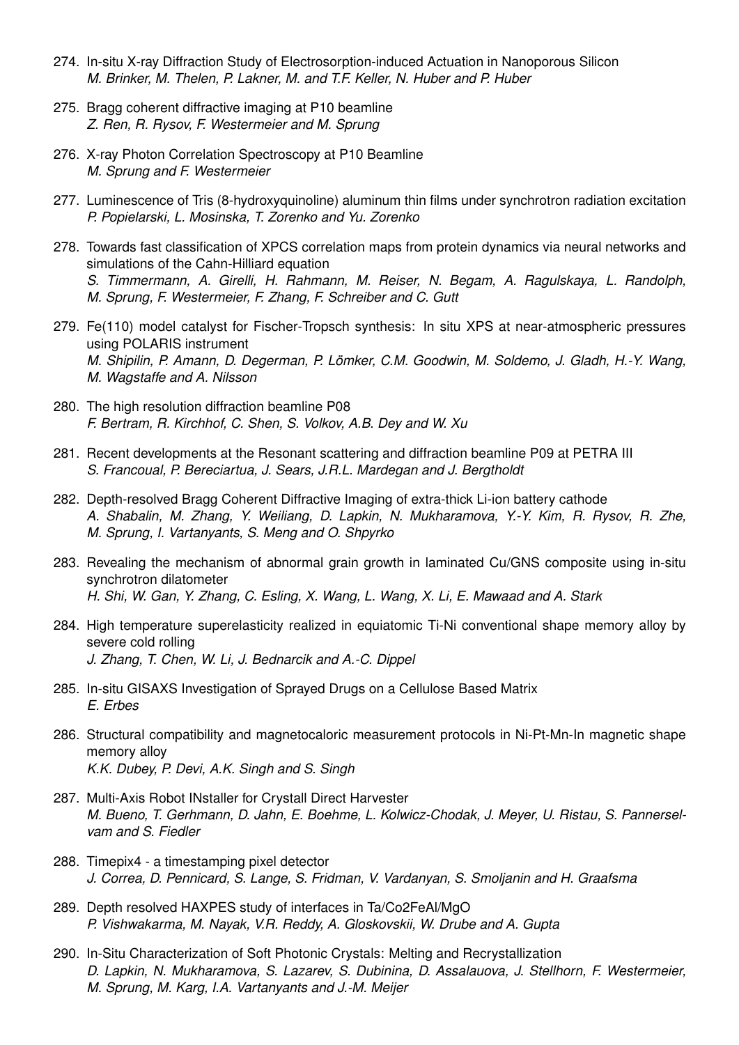274. In-situ X-ray Diffraction Study of Electrosorption-induced Actuation in Nanoporous Silicon
*M. Brinker, M. Thelen, P. Lakner, M. and T.F. Keller, N. Huber and P. Huber*

275. Bragg coherent diffractive imaging at P10 beamline
*Z. Ren, R. Rysov, F. Westermeier and M. Sprung*

276. X-ray Photon Correlation Spectroscopy at P10 Beamline
*M. Sprung and F. Westermeier*

277. Luminescence of Tris (8-hydroxyquinoline) aluminum thin films under synchrotron radiation excitation
*P. Popielarski, L. Mosinska, T. Zorenko and Yu. Zorenko*

278. Towards fast classification of XPCS correlation maps from protein dynamics via neural networks and simulations of the Cahn-Hilliard equation
*S. Timmermann, A. Girelli, H. Rahmann, M. Reiser, N. Begam, A. Ragulskaya, L. Randolph, M. Sprung, F. Westermeier, F. Zhang, F. Schreiber and C. Gutt*

279. Fe(110) model catalyst for Fischer-Tropsch synthesis: In situ XPS at near-atmospheric pressures using POLARIS instrument
*M. Shipilin, P. Amann, D. Degerman, P. Lömker, C.M. Goodwin, M. Soldemo, J. Gladh, H.-Y. Wang, M. Wagstaffe and A. Nilsson*

280. The high resolution diffraction beamline P08
*F. Bertram, R. Kirchhof, C. Shen, S. Volkov, A.B. Dey and W. Xu*

281. Recent developments at the Resonant scattering and diffraction beamline P09 at PETRA III
*S. Francoual, P. Bereciartua, J. Sears, J.R.L. Mardegan and J. Bergtholdt*

282. Depth-resolved Bragg Coherent Diffractive Imaging of extra-thick Li-ion battery cathode
*A. Shabalin, M. Zhang, Y. Weiliang, D. Lapkin, N. Mukharamova, Y.-Y. Kim, R. Rysov, R. Zhe, M. Sprung, I. Vartanyants, S. Meng and O. Shpyrko*

283. Revealing the mechanism of abnormal grain growth in laminated Cu/GNS composite using in-situ synchrotron dilatometer
*H. Shi, W. Gan, Y. Zhang, C. Esling, X. Wang, L. Wang, X. Li, E. Mawaad and A. Stark*

284. High temperature superelasticity realized in equiatomic Ti-Ni conventional shape memory alloy by severe cold rolling
*J. Zhang, T. Chen, W. Li, J. Bednarcik and A.-C. Dippel*

285. In-situ GISAXS Investigation of Sprayed Drugs on a Cellulose Based Matrix
*E. Erbes*

286. Structural compatibility and magnetocaloric measurement protocols in Ni-Pt-Mn-In magnetic shape memory alloy
*K.K. Dubey, P. Devi, A.K. Singh and S. Singh*

287. Multi-Axis Robot INstaller for Crystall Direct Harvester
*M. Bueno, T. Gerhmann, D. Jahn, E. Boehme, L. Kolwicz-Chodak, J. Meyer, U. Ristau, S. Pannerselvam and S. Fiedler*

288. Timepix4 - a timestamping pixel detector
*J. Correa, D. Pennicard, S. Lange, S. Fridman, V. Vardanyan, S. Smoljanin and H. Graafsma*

289. Depth resolved HAXPES study of interfaces in Ta/Co2FeAl/MgO
*P. Vishwakarma, M. Nayak, V.R. Reddy, A. Gloskovskii, W. Drube and A. Gupta*

290. In-Situ Characterization of Soft Photonic Crystals: Melting and Recrystallization
*D. Lapkin, N. Mukharamova, S. Lazarev, S. Dubinina, D. Assalauova, J. Stellhorn, F. Westermeier, M. Sprung, M. Karg, I.A. Vartanyants and J.-M. Meijer*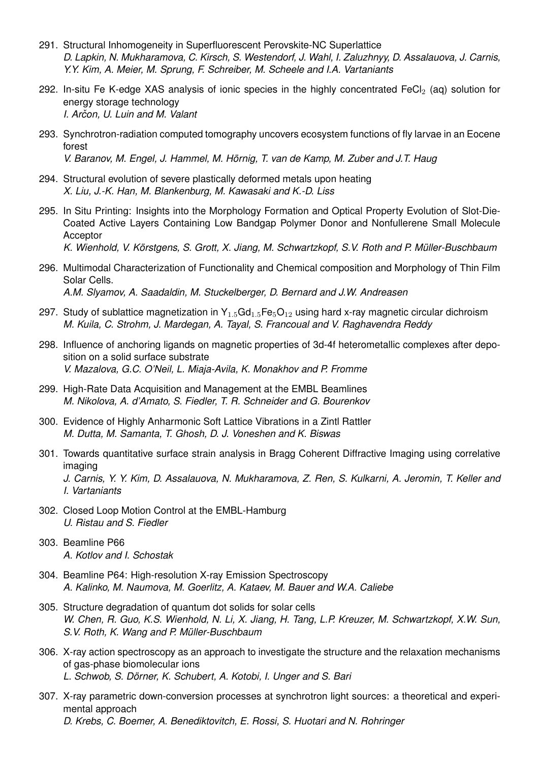291. Structural Inhomogeneity in Superfluorescent Perovskite-NC Superlattice
*D. Lapkin, N. Mukharamova, C. Kirsch, S. Westendorf, J. Wahl, I. Zaluzhnyy, D. Assalauova, J. Carnis, Y.Y. Kim, A. Meier, M. Sprung, F. Schreiber, M. Scheele and I.A. Vartaniants*

292. In-situ Fe K-edge XAS analysis of ionic species in the highly concentrated $FeCl_2$ (aq) solution for energy storage technology
*I. Arčon, U. Luin and M. Valant*

293. Synchrotron-radiation computed tomography uncovers ecosystem functions of fly larvae in an Eocene forest
*V. Baranov, M. Engel, J. Hammel, M. Hörnig, T. van de Kamp, M. Zuber and J.T. Haug*

294. Structural evolution of severe plastically deformed metals upon heating
*X. Liu, J.-K. Han, M. Blankenburg, M. Kawasaki and K.-D. Liss*

295. In Situ Printing: Insights into the Morphology Formation and Optical Property Evolution of Slot-Die-Coated Active Layers Containing Low Bandgap Polymer Donor and Nonfullerene Small Molecule Acceptor
*K. Wienhold, V. Körstgens, S. Grott, X. Jiang, M. Schwartzkopf, S.V. Roth and P. Müller-Buschbaum*

296. Multimodal Characterization of Functionality and Chemical composition and Morphology of Thin Film Solar Cells.
*A.M. Slyamov, A. Saadaldin, M. Stuckelberger, D. Bernard and J.W. Andreasen*

297. Study of sublattice magnetization in $Y_{1.5}Gd_{1.5}Fe_5O_{12}$ using hard x-ray magnetic circular dichroism
*M. Kuila, C. Strohm, J. Mardegan, A. Tayal, S. Francoual and V. Raghavendra Reddy*

298. Influence of anchoring ligands on magnetic properties of 3d-4f heterometallic complexes after deposition on a solid surface substrate
*V. Mazalova, G.C. O'Neil, L. Miaja-Avila, K. Monakhov and P. Fromme*

299. High-Rate Data Acquisition and Management at the EMBL Beamlines
*M. Nikolova, A. d'Amato, S. Fiedler, T. R. Schneider and G. Bourenkov*

300. Evidence of Highly Anharmonic Soft Lattice Vibrations in a Zintl Rattler
*M. Dutta, M. Samanta, T. Ghosh, D. J. Voneshen and K. Biswas*

301. Towards quantitative surface strain analysis in Bragg Coherent Diffractive Imaging using correlative imaging
*J. Carnis, Y. Y. Kim, D. Assalauova, N. Mukharamova, Z. Ren, S. Kulkarni, A. Jeromin, T. Keller and I. Vartaniants*

302. Closed Loop Motion Control at the EMBL-Hamburg
*U. Ristau and S. Fiedler*

303. Beamline P66
*A. Kotlov and I. Schostak*

304. Beamline P64: High-resolution X-ray Emission Spectroscopy
*A. Kalinko, M. Naumova, M. Goerlitz, A. Kataev, M. Bauer and W.A. Caliebe*

305. Structure degradation of quantum dot solids for solar cells
*W. Chen, R. Guo, K.S. Wienhold, N. Li, X. Jiang, H. Tang, L.P. Kreuzer, M. Schwartzkopf, X.W. Sun, S.V. Roth, K. Wang and P. Müller-Buschbaum*

306. X-ray action spectroscopy as an approach to investigate the structure and the relaxation mechanisms of gas-phase biomolecular ions
*L. Schwob, S. Dörner, K. Schubert, A. Kotobi, I. Unger and S. Bari*

307. X-ray parametric down-conversion processes at synchrotron light sources: a theoretical and experimental approach
*D. Krebs, C. Boemer, A. Benediktovitch, E. Rossi, S. Huotari and N. Rohringer*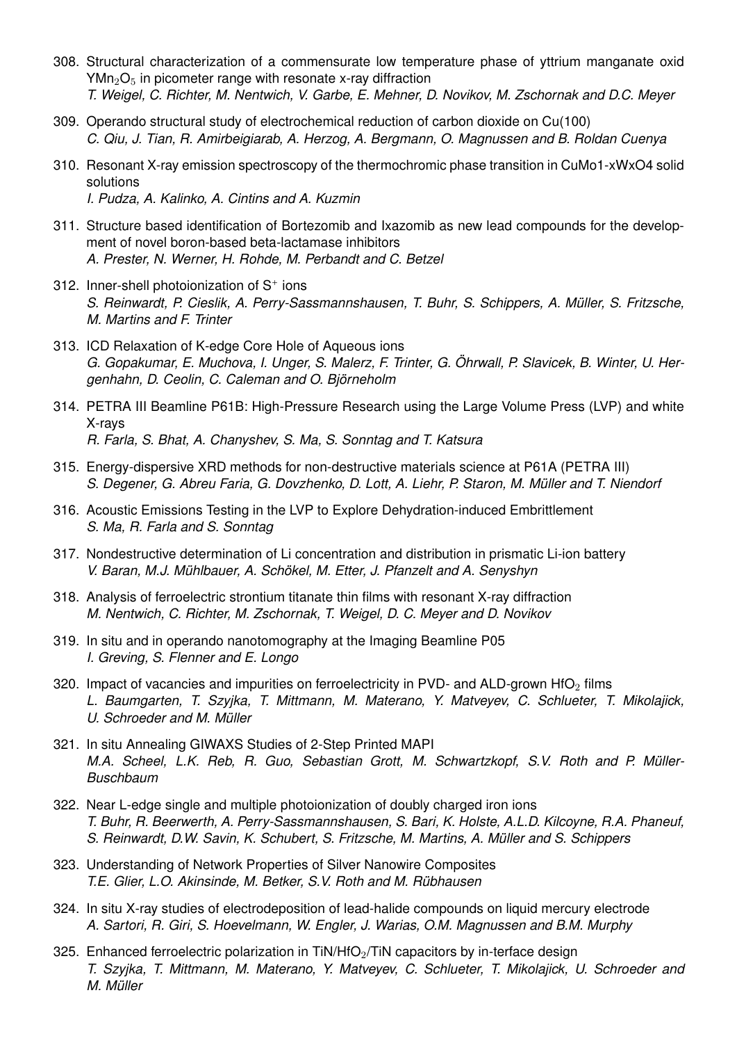308. Structural characterization of a commensurate low temperature phase of yttrium manganate oxid $YMn_2O_5$ in picometer range with resonate x-ray diffraction
*T. Weigel, C. Richter, M. Nentwich, V. Garbe, E. Mehner, D. Novikov, M. Zschornak and D.C. Meyer*

309. Operando structural study of electrochemical reduction of carbon dioxide on Cu(100)
*C. Qiu, J. Tian, R. Amirbeigiarab, A. Herzog, A. Bergmann, O. Magnussen and B. Roldan Cuenya*

310. Resonant X-ray emission spectroscopy of the thermochromic phase transition in CuMo1-xWxO4 solid solutions
*I. Pudza, A. Kalinko, A. Cintins and A. Kuzmin*

311. Structure based identification of Bortezomib and Ixazomib as new lead compounds for the development of novel boron-based beta-lactamase inhibitors
*A. Prester, N. Werner, H. Rohde, M. Perbandt and C. Betzel*

312. Inner-shell photoionization of $S^+$ ions
*S. Reinwardt, P. Cieslik, A. Perry-Sassmannshausen, T. Buhr, S. Schippers, A. Müller, S. Fritzsche, M. Martins and F. Trinter*

313. ICD Relaxation of K-edge Core Hole of Aqueous ions
*G. Gopakumar, E. Muchova, I. Unger, S. Malerz, F. Trinter, G. Öhrwall, P. Slavicek, B. Winter, U. Hergenhahn, D. Ceolin, C. Caleman and O. Björneholm*

314. PETRA III Beamline P61B: High-Pressure Research using the Large Volume Press (LVP) and white X-rays
*R. Farla, S. Bhat, A. Chanyshev, S. Ma, S. Sonntag and T. Katsura*

315. Energy-dispersive XRD methods for non-destructive materials science at P61A (PETRA III)
*S. Degener, G. Abreu Faria, G. Dovzhenko, D. Lott, A. Liehr, P. Staron, M. Müller and T. Niendorf*

316. Acoustic Emissions Testing in the LVP to Explore Dehydration-induced Embrittlement
*S. Ma, R. Farla and S. Sonntag*

317. Nondestructive determination of Li concentration and distribution in prismatic Li-ion battery
*V. Baran, M.J. Mühlbauer, A. Schökel, M. Etter, J. Pfanzelt and A. Senyshyn*

318. Analysis of ferroelectric strontium titanate thin films with resonant X-ray diffraction
*M. Nentwich, C. Richter, M. Zschornak, T. Weigel, D. C. Meyer and D. Novikov*

319. In situ and in operando nanotomography at the Imaging Beamline P05
*I. Greving, S. Flenner and E. Longo*

320. Impact of vacancies and impurities on ferroelectricity in PVD- and ALD-grown $HfO_2$ films
*L. Baumgarten, T. Szyjka, T. Mittmann, M. Materano, Y. Matveyev, C. Schlueter, T. Mikolajick, U. Schroeder and M. Müller*

321. In situ Annealing GIWAXS Studies of 2-Step Printed MAPI
*M.A. Scheel, L.K. Reb, R. Guo, Sebastian Grott, M. Schwartzkopf, S.V. Roth and P. Müller-Buschbaum*

322. Near L-edge single and multiple photoionization of doubly charged iron ions
*T. Buhr, R. Beerwerth, A. Perry-Sassmannshausen, S. Bari, K. Holste, A.L.D. Kilcoyne, R.A. Phaneuf, S. Reinwardt, D.W. Savin, K. Schubert, S. Fritzsche, M. Martins, A. Müller and S. Schippers*

323. Understanding of Network Properties of Silver Nanowire Composites
*T.E. Glier, L.O. Akinsinde, M. Betker, S.V. Roth and M. Rübhausen*

324. In situ X-ray studies of electrodeposition of lead-halide compounds on liquid mercury electrode
*A. Sartori, R. Giri, S. Hoevelmann, W. Engler, J. Warias, O.M. Magnussen and B.M. Murphy*

325. Enhanced ferroelectric polarization in TiN/$HfO_2$/TiN capacitors by in-terface design
*T. Szyjka, T. Mittmann, M. Materano, Y. Matveyev, C. Schlueter, T. Mikolajick, U. Schroeder and M. Müller*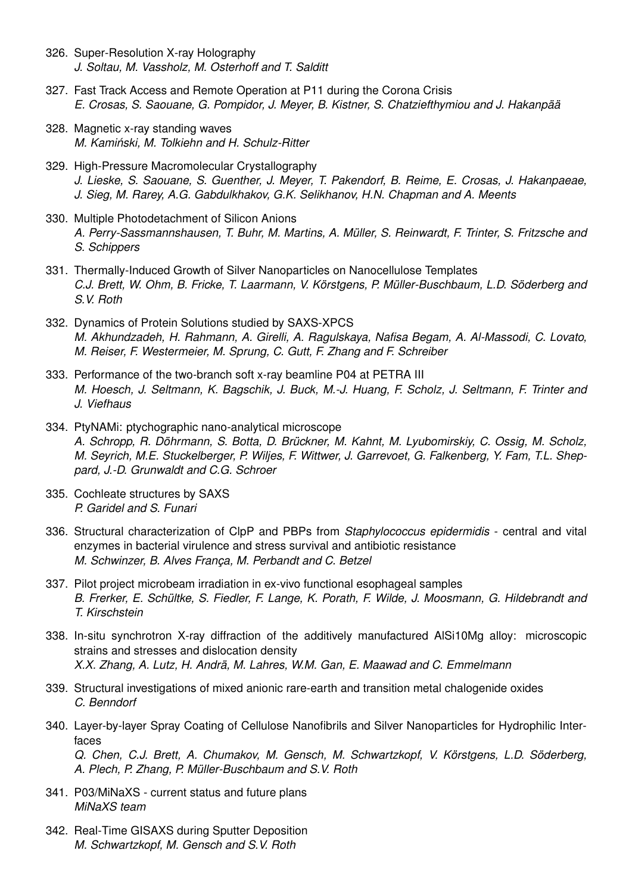326. Super-Resolution X-ray Holography
*J. Soltau, M. Vassholz, M. Osterhoff and T. Salditt*

327. Fast Track Access and Remote Operation at P11 during the Corona Crisis
*E. Crosas, S. Saouane, G. Pompidor, J. Meyer, B. Kistner, S. Chatziefthymiou and J. Hakanpää*

328. Magnetic x-ray standing waves
*M. Kamiński, M. Tolkiehn and H. Schulz-Ritter*

329. High-Pressure Macromolecular Crystallography
*J. Lieske, S. Saouane, S. Guenther, J. Meyer, T. Pakendorf, B. Reime, E. Crosas, J. Hakanpaeae, J. Sieg, M. Rarey, A.G. Gabdulkhakov, G.K. Selikhanov, H.N. Chapman and A. Meents*

330. Multiple Photodetachment of Silicon Anions
*A. Perry-Sassmannshausen, T. Buhr, M. Martins, A. Müller, S. Reinwardt, F. Trinter, S. Fritzsche and S. Schippers*

331. Thermally-Induced Growth of Silver Nanoparticles on Nanocellulose Templates
*C.J. Brett, W. Ohm, B. Fricke, T. Laarmann, V. Körstgens, P. Müller-Buschbaum, L.D. Söderberg and S.V. Roth*

332. Dynamics of Protein Solutions studied by SAXS-XPCS
*M. Akhundzadeh, H. Rahmann, A. Girelli, A. Ragulskaya, Nafisa Begam, A. Al-Massodi, C. Lovato, M. Reiser, F. Westermeier, M. Sprung, C. Gutt, F. Zhang and F. Schreiber*

333. Performance of the two-branch soft x-ray beamline P04 at PETRA III
*M. Hoesch, J. Seltmann, K. Bagschik, J. Buck, M.-J. Huang, F. Scholz, J. Seltmann, F. Trinter and J. Viefhaus*

334. PtyNAMi: ptychographic nano-analytical microscope
*A. Schropp, R. Döhrmann, S. Botta, D. Brückner, M. Kahnt, M. Lyubomirskiy, C. Ossig, M. Scholz, M. Seyrich, M.E. Stuckelberger, P. Wiljes, F. Wittwer, J. Garrevoet, G. Falkenberg, Y. Fam, T.L. Sheppard, J.-D. Grunwaldt and C.G. Schroer*

335. Cochleate structures by SAXS
*P. Garidel and S. Funari*

336. Structural characterization of ClpP and PBPs from *Staphylococcus epidermidis* - central and vital enzymes in bacterial virulence and stress survival and antibiotic resistance
*M. Schwinzer, B. Alves França, M. Perbandt and C. Betzel*

337. Pilot project microbeam irradiation in ex-vivo functional esophageal samples
*B. Frerker, E. Schültke, S. Fiedler, F. Lange, K. Porath, F. Wilde, J. Moosmann, G. Hildebrandt and T. Kirschstein*

338. In-situ synchrotron X-ray diffraction of the additively manufactured AlSi10Mg alloy: microscopic strains and stresses and dislocation density
*X.X. Zhang, A. Lutz, H. Andrä, M. Lahres, W.M. Gan, E. Maawad and C. Emmelmann*

339. Structural investigations of mixed anionic rare-earth and transition metal chalogenide oxides
*C. Benndorf*

340. Layer-by-layer Spray Coating of Cellulose Nanofibrils and Silver Nanoparticles for Hydrophilic Interfaces
*Q. Chen, C.J. Brett, A. Chumakov, M. Gensch, M. Schwartzkopf, V. Körstgens, L.D. Söderberg, A. Plech, P. Zhang, P. Müller-Buschbaum and S.V. Roth*

341. P03/MiNaXS - current status and future plans
*MiNaXS team*

342. Real-Time GISAXS during Sputter Deposition
*M. Schwartzkopf, M. Gensch and S.V. Roth*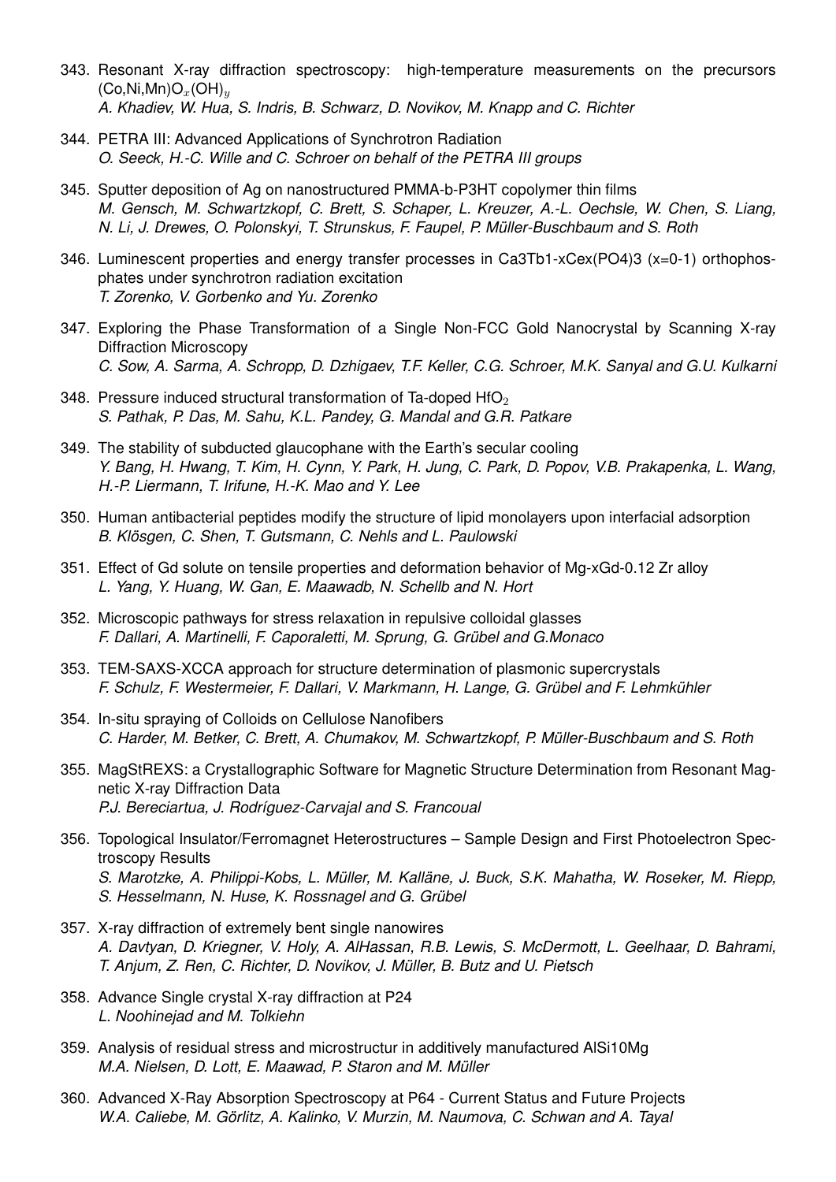343. Resonant X-ray diffraction spectroscopy: high-temperature measurements on the precursors (Co,Ni,Mn)$O_x(OH)_y$
*A. Khadiev, W. Hua, S. Indris, B. Schwarz, D. Novikov, M. Knapp and C. Richter*

344. PETRA III: Advanced Applications of Synchrotron Radiation
*O. Seeck, H.-C. Wille and C. Schroer on behalf of the PETRA III groups*

345. Sputter deposition of Ag on nanostructured PMMA-b-P3HT copolymer thin films
*M. Gensch, M. Schwartzkopf, C. Brett, S. Schaper, L. Kreuzer, A.-L. Oechsle, W. Chen, S. Liang, N. Li, J. Drewes, O. Polonskyi, T. Strunskus, F. Faupel, P. Müller-Buschbaum and S. Roth*

346. Luminescent properties and energy transfer processes in Ca3Tb1-xCex(PO4)3 (x=0-1) orthophosphates under synchrotron radiation excitation
*T. Zorenko, V. Gorbenko and Yu. Zorenko*

347. Exploring the Phase Transformation of a Single Non-FCC Gold Nanocrystal by Scanning X-ray Diffraction Microscopy
*C. Sow, A. Sarma, A. Schropp, D. Dzhigaev, T.F. Keller, C.G. Schroer, M.K. Sanyal and G.U. Kulkarni*

348. Pressure induced structural transformation of Ta-doped $HfO_2$
*S. Pathak, P. Das, M. Sahu, K.L. Pandey, G. Mandal and G.R. Patkare*

349. The stability of subducted glaucophane with the Earth's secular cooling
*Y. Bang, H. Hwang, T. Kim, H. Cynn, Y. Park, H. Jung, C. Park, D. Popov, V.B. Prakapenka, L. Wang, H.-P. Liermann, T. Irifune, H.-K. Mao and Y. Lee*

350. Human antibacterial peptides modify the structure of lipid monolayers upon interfacial adsorption
*B. Klösgen, C. Shen, T. Gutsmann, C. Nehls and L. Paulowski*

351. Effect of Gd solute on tensile properties and deformation behavior of Mg-xGd-0.12 Zr alloy
*L. Yang, Y. Huang, W. Gan, E. Maawadb, N. Schellb and N. Hort*

352. Microscopic pathways for stress relaxation in repulsive colloidal glasses
*F. Dallari, A. Martinelli, F. Caporaletti, M. Sprung, G. Grübel and G.Monaco*

353. TEM-SAXS-XCCA approach for structure determination of plasmonic supercrystals
*F. Schulz, F. Westermeier, F. Dallari, V. Markmann, H. Lange, G. Grübel and F. Lehmkühler*

354. In-situ spraying of Colloids on Cellulose Nanofibers
*C. Harder, M. Betker, C. Brett, A. Chumakov, M. Schwartzkopf, P. Müller-Buschbaum and S. Roth*

355. MagStREXS: a Crystallographic Software for Magnetic Structure Determination from Resonant Magnetic X-ray Diffraction Data
*P.J. Bereciartua, J. Rodríguez-Carvajal and S. Francoual*

356. Topological Insulator/Ferromagnet Heterostructures – Sample Design and First Photoelectron Spectroscopy Results
*S. Marotzke, A. Philippi-Kobs, L. Müller, M. Kalläne, J. Buck, S.K. Mahatha, W. Roseker, M. Riepp, S. Hesselmann, N. Huse, K. Rossnagel and G. Grübel*

357. X-ray diffraction of extremely bent single nanowires
*A. Davtyan, D. Kriegner, V. Holy, A. AlHassan, R.B. Lewis, S. McDermott, L. Geelhaar, D. Bahrami, T. Anjum, Z. Ren, C. Richter, D. Novikov, J. Müller, B. Butz and U. Pietsch*

358. Advance Single crystal X-ray diffraction at P24
*L. Noohinejad and M. Tolkiehn*

359. Analysis of residual stress and microstructur in additively manufactured AlSi10Mg
*M.A. Nielsen, D. Lott, E. Maawad, P. Staron and M. Müller*

360. Advanced X-Ray Absorption Spectroscopy at P64 - Current Status and Future Projects
*W.A. Caliebe, M. Görlitz, A. Kalinko, V. Murzin, M. Naumova, C. Schwan and A. Tayal*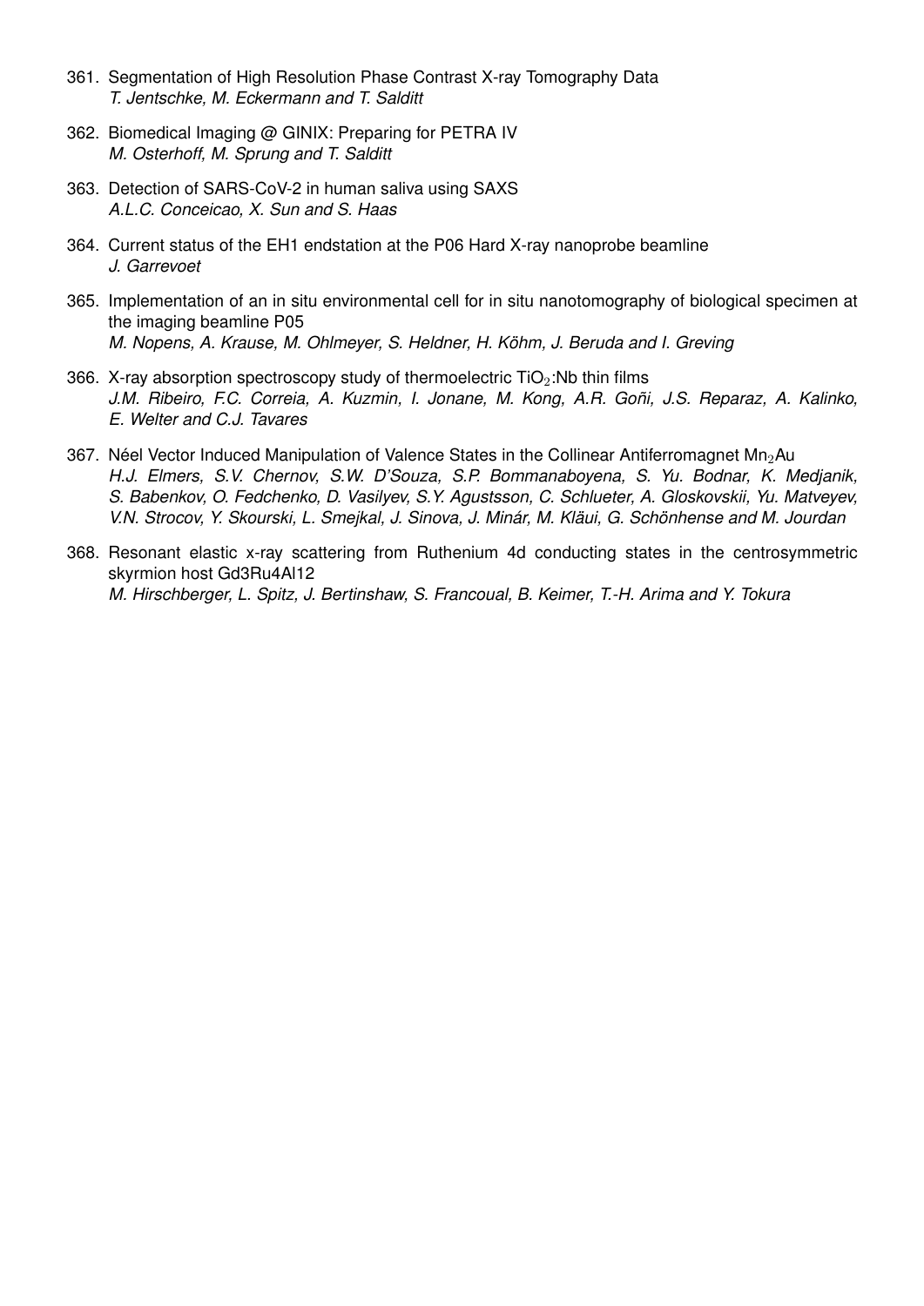361. Segmentation of High Resolution Phase Contrast X-ray Tomography Data
*T. Jentschke, M. Eckermann and T. Salditt*

362. Biomedical Imaging @ GINIX: Preparing for PETRA IV
*M. Osterhoff, M. Sprung and T. Salditt*

363. Detection of SARS-CoV-2 in human saliva using SAXS
*A.L.C. Conceicao, X. Sun and S. Haas*

364. Current status of the EH1 endstation at the P06 Hard X-ray nanoprobe beamline
*J. Garrevoet*

365. Implementation of an in situ environmental cell for in situ nanotomography of biological specimen at the imaging beamline P05
*M. Nopens, A. Krause, M. Ohlmeyer, S. Heldner, H. Köhm, J. Beruda and I. Greving*

366. X-ray absorption spectroscopy study of thermoelectric $TiO_2$:Nb thin films
*J.M. Ribeiro, F.C. Correia, A. Kuzmin, I. Jonane, M. Kong, A.R. Goñi, J.S. Reparaz, A. Kalinko, E. Welter and C.J. Tavares*

367. Néel Vector Induced Manipulation of Valence States in the Collinear Antiferromagnet $Mn_2$Au
*H.J. Elmers, S.V. Chernov, S.W. D'Souza, S.P. Bommanaboyena, S. Yu. Bodnar, K. Medjanik, S. Babenkov, O. Fedchenko, D. Vasilyev, S.Y. Agustsson, C. Schlueter, A. Gloskovskii, Yu. Matveyev, V.N. Strocov, Y. Skourski, L. Smejkal, J. Sinova, J. Minár, M. Kläui, G. Schönhense and M. Jourdan*

368. Resonant elastic x-ray scattering from Ruthenium 4d conducting states in the centrosymmetric skyrmion host Gd3Ru4Al12
*M. Hirschberger, L. Spitz, J. Bertinshaw, S. Francoual, B. Keimer, T.-H. Arima and Y. Tokura*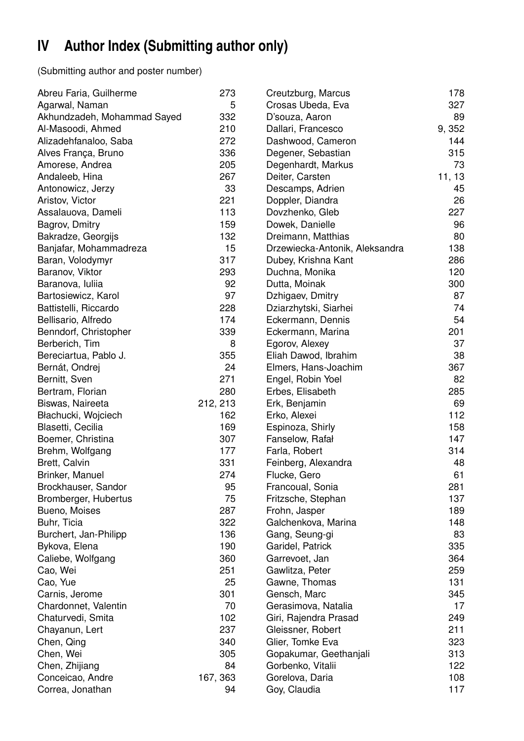# IV Author Index (Submitting author only)

(Submitting author and poster number)

| Name | Poster |
|---|---|
| Abreu Faria, Guilherme | 273 |
| Agarwal, Naman | 5 |
| Akhundzadeh, Mohammad Sayed | 332 |
| Al-Masoodi, Ahmed | 210 |
| Alizadehfanaloo, Saba | 272 |
| Alves França, Bruno | 336 |
| Amorese, Andrea | 205 |
| Andaleeb, Hina | 267 |
| Antonowicz, Jerzy | 33 |
| Aristov, Victor | 221 |
| Assalauova, Dameli | 113 |
| Bagrov, Dmitry | 159 |
| Bakradze, Georgijs | 132 |
| Banjafar, Mohammadreza | 15 |
| Baran, Volodymyr | 317 |
| Baranov, Viktor | 293 |
| Baranova, Iuliia | 92 |
| Bartosiewicz, Karol | 97 |
| Battistelli, Riccardo | 228 |
| Bellisario, Alfredo | 174 |
| Benndorf, Christopher | 339 |
| Berberich, Tim | 8 |
| Bereciartua, Pablo J. | 355 |
| Bernát, Ondrej | 24 |
| Bernitt, Sven | 271 |
| Bertram, Florian | 280 |
| Biswas, Naireeta | 212, 213 |
| Błachucki, Wojciech | 162 |
| Blasetti, Cecilia | 169 |
| Boemer, Christina | 307 |
| Brehm, Wolfgang | 177 |
| Brett, Calvin | 331 |
| Brinker, Manuel | 274 |
| Brockhauser, Sandor | 95 |
| Bromberger, Hubertus | 75 |
| Bueno, Moises | 287 |
| Buhr, Ticia | 322 |
| Burchert, Jan-Philipp | 136 |
| Bykova, Elena | 190 |
| Caliebe, Wolfgang | 360 |
| Cao, Wei | 251 |
| Cao, Yue | 25 |
| Carnis, Jerome | 301 |
| Chardonnet, Valentin | 70 |
| Chaturvedi, Smita | 102 |
| Chayanun, Lert | 237 |
| Chen, Qing | 340 |
| Chen, Wei | 305 |
| Chen, Zhijiang | 84 |
| Conceicao, Andre | 167, 363 |
| Correa, Jonathan | 94 |
| Creutzburg, Marcus | 178 |
| Crosas Ubeda, Eva | 327 |
| D'souza, Aaron | 89 |
| Dallari, Francesco | 9, 352 |
| Dashwood, Cameron | 144 |
| Degener, Sebastian | 315 |
| Degenhardt, Markus | 73 |
| Deiter, Carsten | 11, 13 |
| Descamps, Adrien | 45 |
| Doppler, Diandra | 26 |
| Dovzhenko, Gleb | 227 |
| Dowek, Danielle | 96 |
| Dreimann, Matthias | 80 |
| Drzewiecka-Antonik, Aleksandra | 138 |
| Dubey, Krishna Kant | 286 |
| Duchna, Monika | 120 |
| Dutta, Moinak | 300 |
| Dzhigaev, Dmitry | 87 |
| Dziarzhytski, Siarhei | 74 |
| Eckermann, Dennis | 54 |
| Eckermann, Marina | 201 |
| Egorov, Alexey | 37 |
| Eliah Dawod, Ibrahim | 38 |
| Elmers, Hans-Joachim | 367 |
| Engel, Robin Yoel | 82 |
| Erbes, Elisabeth | 285 |
| Erk, Benjamin | 69 |
| Erko, Alexei | 112 |
| Espinoza, Shirly | 158 |
| Fanselow, Rafał | 147 |
| Farla, Robert | 314 |
| Feinberg, Alexandra | 48 |
| Flucke, Gero | 61 |
| Francoual, Sonia | 281 |
| Fritzsche, Stephan | 137 |
| Frohn, Jasper | 189 |
| Galchenkova, Marina | 148 |
| Gang, Seung-gi | 83 |
| Garidel, Patrick | 335 |
| Garrevoet, Jan | 364 |
| Gawlitza, Peter | 259 |
| Gawne, Thomas | 131 |
| Gensch, Marc | 345 |
| Gerasimova, Natalia | 17 |
| Giri, Rajendra Prasad | 249 |
| Gleissner, Robert | 211 |
| Glier, Tomke Eva | 323 |
| Gopakumar, Geethanjali | 313 |
| Gorbenko, Vitalii | 122 |
| Gorelova, Daria | 108 |
| Goy, Claudia | 117 |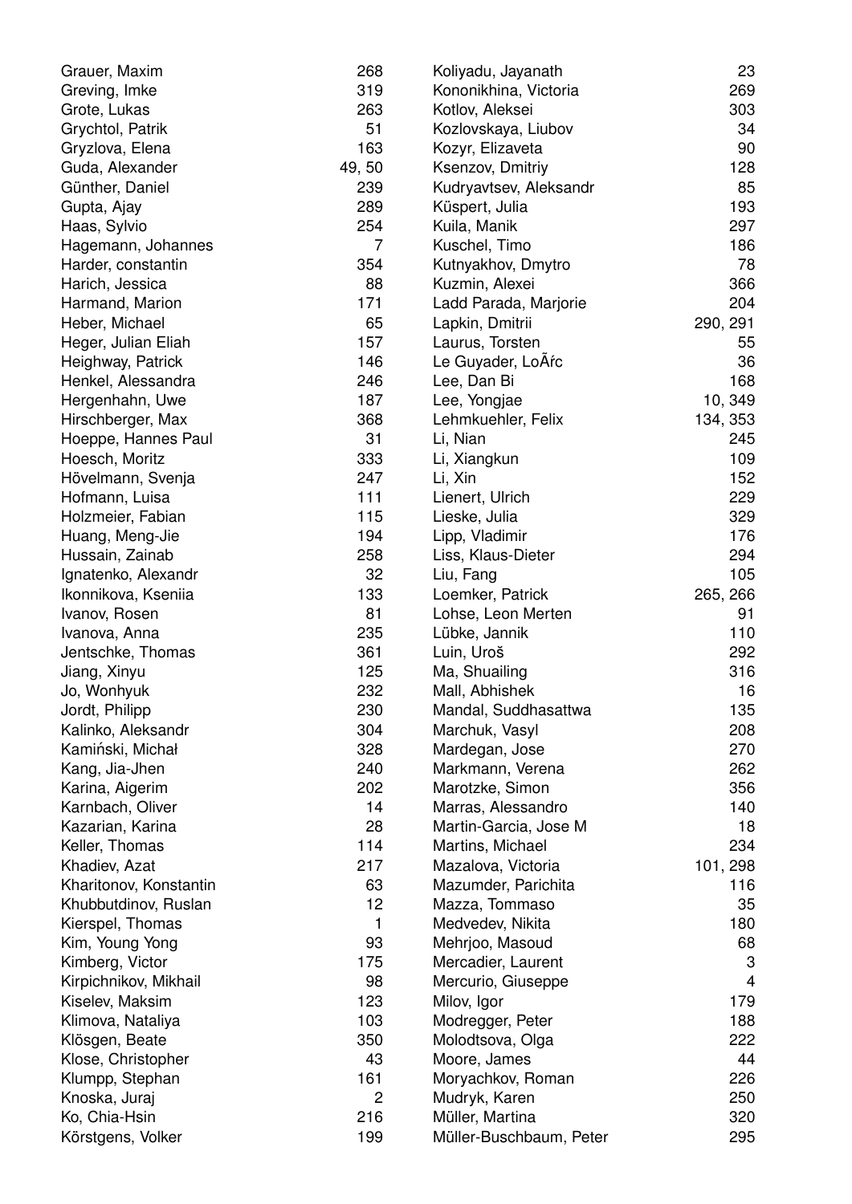| | |
|---|---|
| Grauer, Maxim | 268 |
| Greving, Imke | 319 |
| Grote, Lukas | 263 |
| Grychtol, Patrik | 51 |
| Gryzlova, Elena | 163 |
| Guda, Alexander | 49, 50 |
| Günther, Daniel | 239 |
| Gupta, Ajay | 289 |
| Haas, Sylvio | 254 |
| Hagemann, Johannes | 7 |
| Harder, constantin | 354 |
| Harich, Jessica | 88 |
| Harmand, Marion | 171 |
| Heber, Michael | 65 |
| Heger, Julian Eliah | 157 |
| Heighway, Patrick | 146 |
| Henkel, Alessandra | 246 |
| Hergenhahn, Uwe | 187 |
| Hirschberger, Max | 368 |
| Hoeppe, Hannes Paul | 31 |
| Hoesch, Moritz | 333 |
| Hövelmann, Svenja | 247 |
| Hofmann, Luisa | 111 |
| Holzmeier, Fabian | 115 |
| Huang, Meng-Jie | 194 |
| Hussain, Zainab | 258 |
| Ignatenko, Alexandr | 32 |
| Ikonnikova, Kseniia | 133 |
| Ivanov, Rosen | 81 |
| Ivanova, Anna | 235 |
| Jentschke, Thomas | 361 |
| Jiang, Xinyu | 125 |
| Jo, Wonhyuk | 232 |
| Jordt, Philipp | 230 |
| Kalinko, Aleksandr | 304 |
| Kamiński, Michał | 328 |
| Kang, Jia-Jhen | 240 |
| Karina, Aigerim | 202 |
| Karnbach, Oliver | 14 |
| Kazarian, Karina | 28 |
| Keller, Thomas | 114 |
| Khadiev, Azat | 217 |
| Kharitonov, Konstantin | 63 |
| Khubbutdinov, Ruslan | 12 |
| Kierspel, Thomas | 1 |
| Kim, Young Yong | 93 |
| Kimberg, Victor | 175 |
| Kirpichnikov, Mikhail | 98 |
| Kiselev, Maksim | 123 |
| Klimova, Nataliya | 103 |
| Klösgen, Beate | 350 |
| Klose, Christopher | 43 |
| Klumpp, Stephan | 161 |
| Knoska, Juraj | 2 |
| Ko, Chia-Hsin | 216 |
| Körstgens, Volker | 199 |
| Koliyadu, Jayanath | 23 |
| Kononikhina, Victoria | 269 |
| Kotlov, Aleksei | 303 |
| Kozlovskaya, Liubov | 34 |
| Kozyr, Elizaveta | 90 |
| Ksenzov, Dmitriy | 128 |
| Kudryavtsev, Aleksandr | 85 |
| Küspert, Julia | 193 |
| Kuila, Manik | 297 |
| Kuschel, Timo | 186 |
| Kutnyakhov, Dmytro | 78 |
| Kuzmin, Alexei | 366 |
| Ladd Parada, Marjorie | 204 |
| Lapkin, Dmitrii | 290, 291 |
| Laurus, Torsten | 55 |
| Le Guyader, LoÃ¯c | 36 |
| Lee, Dan Bi | 168 |
| Lee, Yongjae | 10, 349 |
| Lehmkuehler, Felix | 134, 353 |
| Li, Nian | 245 |
| Li, Xiangkun | 109 |
| Li, Xin | 152 |
| Lienert, Ulrich | 229 |
| Lieske, Julia | 329 |
| Lipp, Vladimir | 176 |
| Liss, Klaus-Dieter | 294 |
| Liu, Fang | 105 |
| Loemker, Patrick | 265, 266 |
| Lohse, Leon Merten | 91 |
| Lübke, Jannik | 110 |
| Luin, Uroš | 292 |
| Ma, Shuailing | 316 |
| Mall, Abhishek | 16 |
| Mandal, Suddhasattwa | 135 |
| Marchuk, Vasyl | 208 |
| Mardegan, Jose | 270 |
| Markmann, Verena | 262 |
| Marotzke, Simon | 356 |
| Marras, Alessandro | 140 |
| Martin-Garcia, Jose M | 18 |
| Martins, Michael | 234 |
| Mazalova, Victoria | 101, 298 |
| Mazumder, Parichita | 116 |
| Mazza, Tommaso | 35 |
| Medvedev, Nikita | 180 |
| Mehrjoo, Masoud | 68 |
| Mercadier, Laurent | 3 |
| Mercurio, Giuseppe | 4 |
| Milov, Igor | 179 |
| Modregger, Peter | 188 |
| Molodtsova, Olga | 222 |
| Moore, James | 44 |
| Moryachkov, Roman | 226 |
| Mudryk, Karen | 250 |
| Müller, Martina | 320 |
| Müller-Buschbaum, Peter | 295 |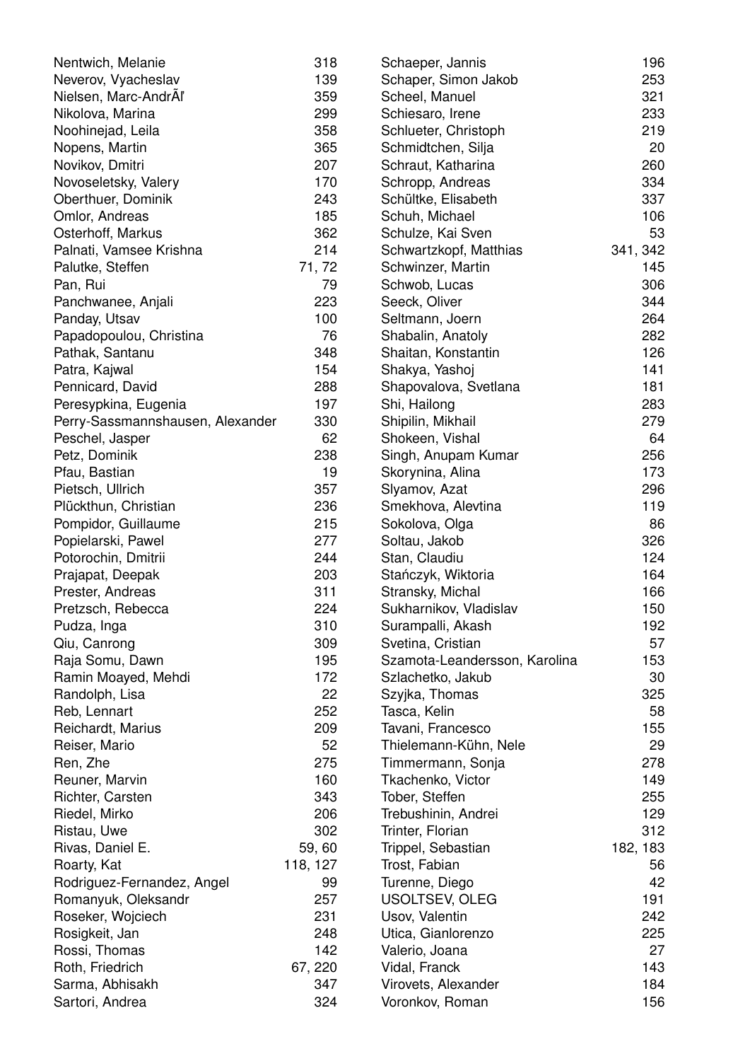| | |
|---|---|
| Nentwich, Melanie | 318 |
| Neverov, Vyacheslav | 139 |
| Nielsen, Marc-AndrÃľ | 359 |
| Nikolova, Marina | 299 |
| Noohinejad, Leila | 358 |
| Nopens, Martin | 365 |
| Novikov, Dmitri | 207 |
| Novoseletsky, Valery | 170 |
| Oberthuer, Dominik | 243 |
| Omlor, Andreas | 185 |
| Osterhoff, Markus | 362 |
| Palnati, Vamsee Krishna | 214 |
| Palutke, Steffen | 71, 72 |
| Pan, Rui | 79 |
| Panchwanee, Anjali | 223 |
| Panday, Utsav | 100 |
| Papadopoulou, Christina | 76 |
| Pathak, Santanu | 348 |
| Patra, Kajwal | 154 |
| Pennicard, David | 288 |
| Peresypkina, Eugenia | 197 |
| Perry-Sassmannshausen, Alexander | 330 |
| Peschel, Jasper | 62 |
| Petz, Dominik | 238 |
| Pfau, Bastian | 19 |
| Pietsch, Ullrich | 357 |
| Plückthun, Christian | 236 |
| Pompidor, Guillaume | 215 |
| Popielarski, Pawel | 277 |
| Potorochin, Dmitrii | 244 |
| Prajapat, Deepak | 203 |
| Prester, Andreas | 311 |
| Pretzsch, Rebecca | 224 |
| Pudza, Inga | 310 |
| Qiu, Canrong | 309 |
| Raja Somu, Dawn | 195 |
| Ramin Moayed, Mehdi | 172 |
| Randolph, Lisa | 22 |
| Reb, Lennart | 252 |
| Reichardt, Marius | 209 |
| Reiser, Mario | 52 |
| Ren, Zhe | 275 |
| Reuner, Marvin | 160 |
| Richter, Carsten | 343 |
| Riedel, Mirko | 206 |
| Ristau, Uwe | 302 |
| Rivas, Daniel E. | 59, 60 |
| Roarty, Kat | 118, 127 |
| Rodriguez-Fernandez, Angel | 99 |
| Romanyuk, Oleksandr | 257 |
| Roseker, Wojciech | 231 |
| Rosigkeit, Jan | 248 |
| Rossi, Thomas | 142 |
| Roth, Friedrich | 67, 220 |
| Sarma, Abhisakh | 347 |
| Sartori, Andrea | 324 |
| Schaeper, Jannis | 196 |
| Schaper, Simon Jakob | 253 |
| Scheel, Manuel | 321 |
| Schiesaro, Irene | 233 |
| Schlueter, Christoph | 219 |
| Schmidtchen, Silja | 20 |
| Schraut, Katharina | 260 |
| Schropp, Andreas | 334 |
| Schültke, Elisabeth | 337 |
| Schuh, Michael | 106 |
| Schulze, Kai Sven | 53 |
| Schwartzkopf, Matthias | 341, 342 |
| Schwinzer, Martin | 145 |
| Schwob, Lucas | 306 |
| Seeck, Oliver | 344 |
| Seltmann, Joern | 264 |
| Shabalin, Anatoly | 282 |
| Shaitan, Konstantin | 126 |
| Shakya, Yashoj | 141 |
| Shapovalova, Svetlana | 181 |
| Shi, Hailong | 283 |
| Shipilin, Mikhail | 279 |
| Shokeen, Vishal | 64 |
| Singh, Anupam Kumar | 256 |
| Skorynina, Alina | 173 |
| Slyamov, Azat | 296 |
| Smekhova, Alevtina | 119 |
| Sokolova, Olga | 86 |
| Soltau, Jakob | 326 |
| Stan, Claudiu | 124 |
| Stańczyk, Wiktoria | 164 |
| Stransky, Michal | 166 |
| Sukharnikov, Vladislav | 150 |
| Surampalli, Akash | 192 |
| Svetina, Cristian | 57 |
| Szamota-Leandersson, Karolina | 153 |
| Szlachetko, Jakub | 30 |
| Szyjka, Thomas | 325 |
| Tasca, Kelin | 58 |
| Tavani, Francesco | 155 |
| Thielemann-Kühn, Nele | 29 |
| Timmermann, Sonja | 278 |
| Tkachenko, Victor | 149 |
| Tober, Steffen | 255 |
| Trebushinin, Andrei | 129 |
| Trinter, Florian | 312 |
| Trippel, Sebastian | 182, 183 |
| Trost, Fabian | 56 |
| Turenne, Diego | 42 |
| USOLTSEV, OLEG | 191 |
| Usov, Valentin | 242 |
| Utica, Gianlorenzo | 225 |
| Valerio, Joana | 27 |
| Vidal, Franck | 143 |
| Virovets, Alexander | 184 |
| Voronkov, Roman | 156 |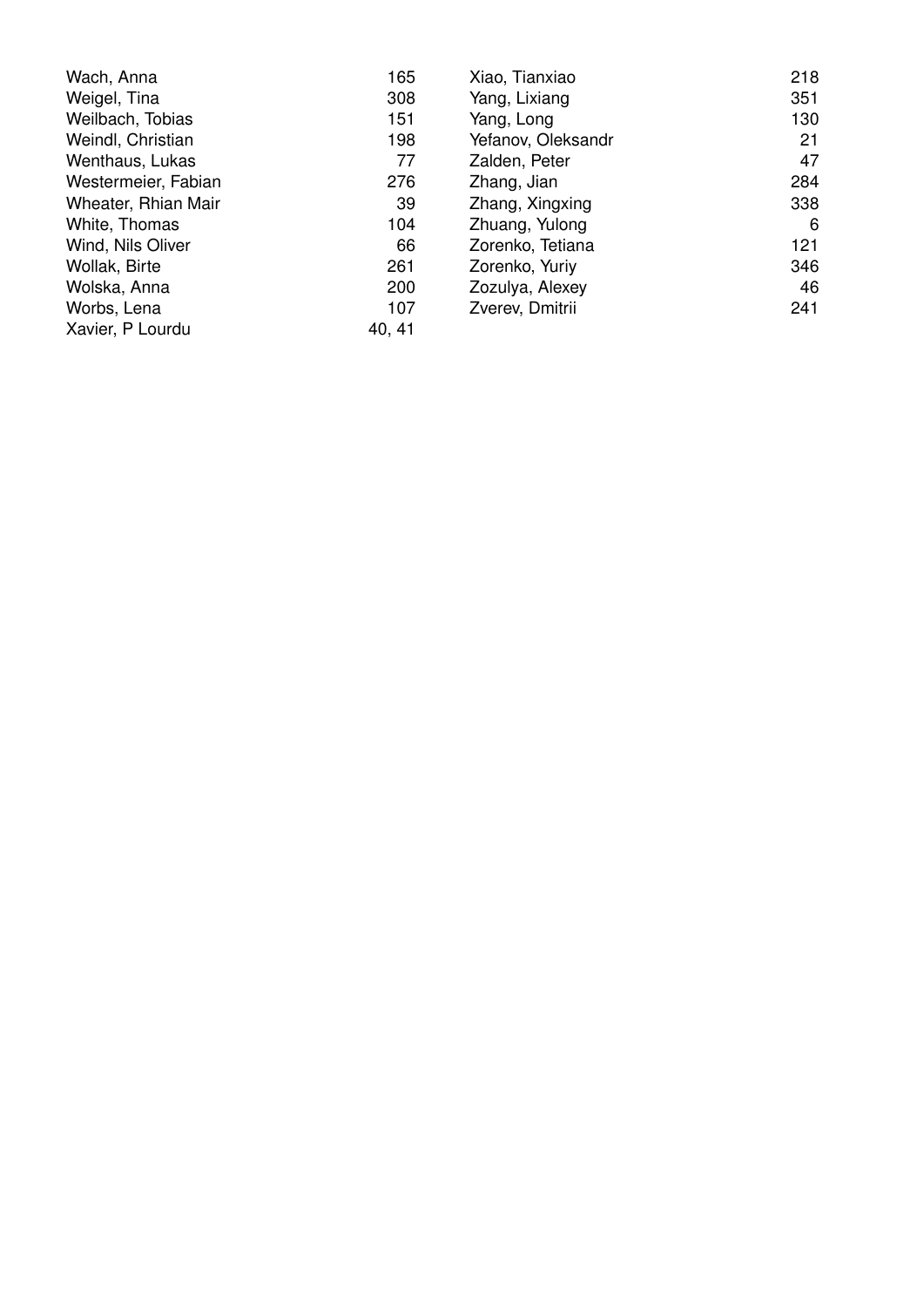Wach, Anna 165
Weigel, Tina 308
Weilbach, Tobias 151
Weindl, Christian 198
Wenthaus, Lukas 77
Westermeier, Fabian 276
Wheater, Rhian Mair 39
White, Thomas 104
Wind, Nils Oliver 66
Wollak, Birte 261
Wolska, Anna 200
Worbs, Lena 107
Xavier, P Lourdu 40, 41
Xiao, Tianxiao 218
Yang, Lixiang 351
Yang, Long 130
Yefanov, Oleksandr 21
Zalden, Peter 47
Zhang, Jian 284
Zhang, Xingxing 338
Zhuang, Yulong 6
Zorenko, Tetiana 121
Zorenko, Yuriy 346
Zozulya, Alexey 46
Zverev, Dmitrii 241